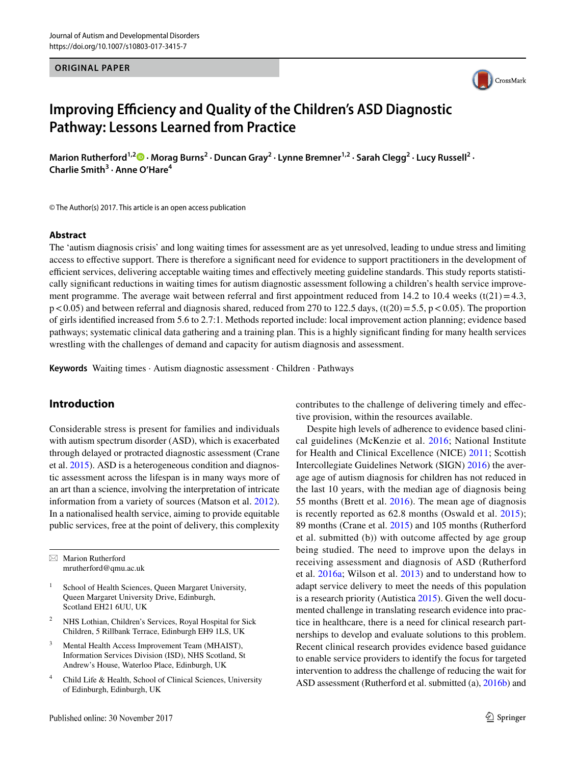ORIGINAL PAPER

# Improving Efficiency and Quality of the Children's ASD Diagnostic Pathway: Lessons Learned from Practice

**Marion Rutherford[1,2] · Morag Burns[2] · Duncan Gray[2] · Lynne Bremner[1,2] · Sarah Clegg[2] · Lucy Russell[2] · Charlie Smith[3] · Anne O'Hare[4]**

© The Author(s) 2017. This article is an open access publication

## Abstract

The 'autism diagnosis crisis' and long waiting times for assessment are as yet unresolved, leading to undue stress and limiting access to effective support. There is therefore a significant need for evidence to support practitioners in the development of efficient services, delivering acceptable waiting times and effectively meeting guideline standards. This study reports statistically significant reductions in waiting times for autism diagnostic assessment following a children's health service improvement programme. The average wait between referral and first appointment reduced from 14.2 to 10.4 weeks ($t(21) = 4.3$, $p < 0.05$) and between referral and diagnosis shared, reduced from 270 to 122.5 days, ($t(20) = 5.5$, $p < 0.05$). The proportion of girls identified increased from 5.6 to 2.7:1. Methods reported include: local improvement action planning; evidence based pathways; systematic clinical data gathering and a training plan. This is a highly significant finding for many health services wrestling with the challenges of demand and capacity for autism diagnosis and assessment.

**Keywords** Waiting times · Autism diagnostic assessment · Children · Pathways

## Introduction

Considerable stress is present for families and individuals with autism spectrum disorder (ASD), which is exacerbated through delayed or protracted diagnostic assessment (Crane et al. 2015). ASD is a heterogeneous condition and diagnostic assessment across the lifespan is in many ways more of an art than a science, involving the interpretation of intricate information from a variety of sources (Matson et al. 2012). In a nationalised health service, aiming to provide equitable public services, free at the point of delivery, this complexity contributes to the challenge of delivering timely and effective provision, within the resources available.

Despite high levels of adherence to evidence based clinical guidelines (McKenzie et al. 2016; National Institute for Health and Clinical Excellence (NICE) 2011; Scottish Intercollegiate Guidelines Network (SIGN) 2016) the average age of autism diagnosis for children has not reduced in the last 10 years, with the median age of diagnosis being 55 months (Brett et al. 2016). The mean age of diagnosis is recently reported as 62.8 months (Oswald et al. 2015); 89 months (Crane et al. 2015) and 105 months (Rutherford et al. submitted (b)) with outcome affected by age group being studied. The need to improve upon the delays in receiving assessment and diagnosis of ASD (Rutherford et al. 2016a; Wilson et al. 2013) and to understand how to adapt service delivery to meet the needs of this population is a research priority (Autistica 2015). Given the well documented challenge in translating research evidence into practice in healthcare, there is a need for clinical research partnerships to develop and evaluate solutions to this problem. Recent clinical research provides evidence based guidance to enable service providers to identify the focus for targeted intervention to address the challenge of reducing the wait for ASD assessment (Rutherford et al. submitted (a), 2016b) and

---

✉ Marion Rutherford
mrutherford@qmu.ac.uk

[1] School of Health Sciences, Queen Margaret University, Queen Margaret University Drive, Edinburgh, Scotland EH21 6UU, UK

[2] NHS Lothian, Children's Services, Royal Hospital for Sick Children, 5 Rillbank Terrace, Edinburgh EH9 1LS, UK

[3] Mental Health Access Improvement Team (MHAIST), Information Services Division (ISD), NHS Scotland, St Andrew's House, Waterloo Place, Edinburgh, UK

[4] Child Life & Health, School of Clinical Sciences, University of Edinburgh, Edinburgh, UK

Published online: 30 November 2017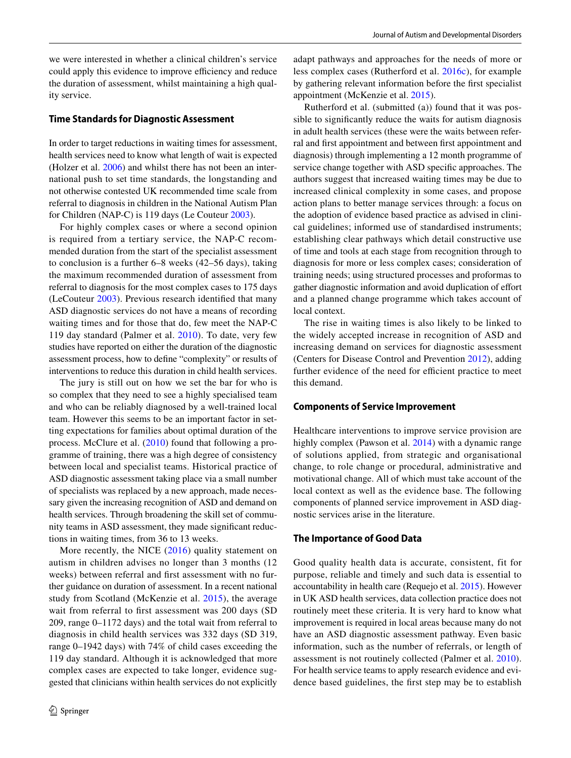we were interested in whether a clinical children's service could apply this evidence to improve efficiency and reduce the duration of assessment, whilst maintaining a high quality service.

### Time Standards for Diagnostic Assessment

In order to target reductions in waiting times for assessment, health services need to know what length of wait is expected (Holzer et al. 2006) and whilst there has not been an international push to set time standards, the longstanding and not otherwise contested UK recommended time scale from referral to diagnosis in children in the National Autism Plan for Children (NAP-C) is 119 days (Le Couteur 2003).

For highly complex cases or where a second opinion is required from a tertiary service, the NAP-C recommended duration from the start of the specialist assessment to conclusion is a further 6–8 weeks (42–56 days), taking the maximum recommended duration of assessment from referral to diagnosis for the most complex cases to 175 days (LeCouteur 2003). Previous research identified that many ASD diagnostic services do not have a means of recording waiting times and for those that do, few meet the NAP-C 119 day standard (Palmer et al. 2010). To date, very few studies have reported on either the duration of the diagnostic assessment process, how to define "complexity" or results of interventions to reduce this duration in child health services.

The jury is still out on how we set the bar for who is so complex that they need to see a highly specialised team and who can be reliably diagnosed by a well-trained local team. However this seems to be an important factor in setting expectations for families about optimal duration of the process. McClure et al. (2010) found that following a programme of training, there was a high degree of consistency between local and specialist teams. Historical practice of ASD diagnostic assessment taking place via a small number of specialists was replaced by a new approach, made necessary given the increasing recognition of ASD and demand on health services. Through broadening the skill set of community teams in ASD assessment, they made significant reductions in waiting times, from 36 to 13 weeks.

More recently, the NICE (2016) quality statement on autism in children advises no longer than 3 months (12 weeks) between referral and first assessment with no further guidance on duration of assessment. In a recent national study from Scotland (McKenzie et al. 2015), the average wait from referral to first assessment was 200 days (SD 209, range 0–1172 days) and the total wait from referral to diagnosis in child health services was 332 days (SD 319, range 0–1942 days) with 74% of child cases exceeding the 119 day standard. Although it is acknowledged that more complex cases are expected to take longer, evidence suggested that clinicians within health services do not explicitly adapt pathways and approaches for the needs of more or less complex cases (Rutherford et al. 2016c), for example by gathering relevant information before the first specialist appointment (McKenzie et al. 2015).

Rutherford et al. (submitted (a)) found that it was possible to significantly reduce the waits for autism diagnosis in adult health services (these were the waits between referral and first appointment and between first appointment and diagnosis) through implementing a 12 month programme of service change together with ASD specific approaches. The authors suggest that increased waiting times may be due to increased clinical complexity in some cases, and propose action plans to better manage services through: a focus on the adoption of evidence based practice as advised in clinical guidelines; informed use of standardised instruments; establishing clear pathways which detail constructive use of time and tools at each stage from recognition through to diagnosis for more or less complex cases; consideration of training needs; using structured processes and proformas to gather diagnostic information and avoid duplication of effort and a planned change programme which takes account of local context.

The rise in waiting times is also likely to be linked to the widely accepted increase in recognition of ASD and increasing demand on services for diagnostic assessment (Centers for Disease Control and Prevention 2012), adding further evidence of the need for efficient practice to meet this demand.

### Components of Service Improvement

Healthcare interventions to improve service provision are highly complex (Pawson et al. 2014) with a dynamic range of solutions applied, from strategic and organisational change, to role change or procedural, administrative and motivational change. All of which must take account of the local context as well as the evidence base. The following components of planned service improvement in ASD diagnostic services arise in the literature.

### The Importance of Good Data

Good quality health data is accurate, consistent, fit for purpose, reliable and timely and such data is essential to accountability in health care (Requejo et al. 2015). However in UK ASD health services, data collection practice does not routinely meet these criteria. It is very hard to know what improvement is required in local areas because many do not have an ASD diagnostic assessment pathway. Even basic information, such as the number of referrals, or length of assessment is not routinely collected (Palmer et al. 2010). For health service teams to apply research evidence and evidence based guidelines, the first step may be to establish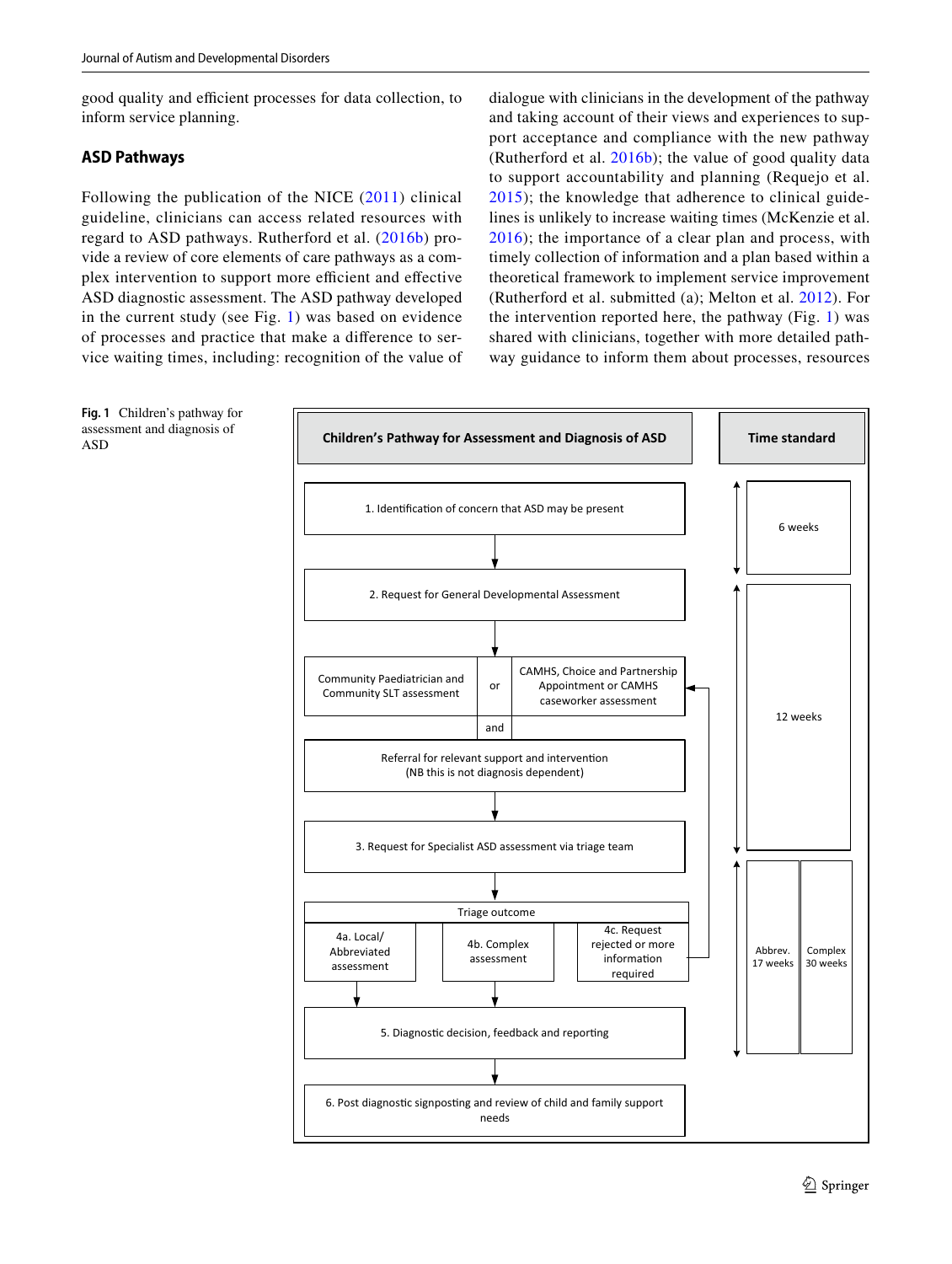good quality and efficient processes for data collection, to inform service planning.

## ASD Pathways

Following the publication of the NICE (2011) clinical guideline, clinicians can access related resources with regard to ASD pathways. Rutherford et al. (2016b) provide a review of core elements of care pathways as a complex intervention to support more efficient and effective ASD diagnostic assessment. The ASD pathway developed in the current study (see Fig. 1) was based on evidence of processes and practice that make a difference to service waiting times, including: recognition of the value of dialogue with clinicians in the development of the pathway and taking account of their views and experiences to support acceptance and compliance with the new pathway (Rutherford et al. 2016b); the value of good quality data to support accountability and planning (Requejo et al. 2015); the knowledge that adherence to clinical guidelines is unlikely to increase waiting times (McKenzie et al. 2016); the importance of a clear plan and process, with timely collection of information and a plan based within a theoretical framework to implement service improvement (Rutherford et al. submitted (a); Melton et al. 2012). For the intervention reported here, the pathway (Fig. 1) was shared with clinicians, together with more detailed pathway guidance to inform them about processes, resources

**Fig. 1** Children's pathway for assessment and diagnosis of ASD

**Children's Pathway for Assessment and Diagnosis of ASD** | **Time standard**

1. Identification of concern that ASD may be present — *6 weeks*
2. Request for General Developmental Assessment — *12 weeks (from step 2 to step 3)*
   - Community Paediatrician and Community SLT assessment **or** CAMHS, Choice and Partnership Appointment or CAMHS caseworker assessment
   - **and** Referral for relevant support and intervention (NB this is not diagnosis dependent)
3. Request for Specialist ASD assessment via triage team — *Abbrev. 17 weeks / Complex 30 weeks (from step 3 to step 5)*
   - Triage outcome:
     - 4a. Local/ Abbreviated assessment
     - 4b. Complex assessment
     - 4c. Request rejected or more information required (returns to CAMHS, Choice and Partnership Appointment or CAMHS caseworker assessment)
5. Diagnostic decision, feedback and reporting
6. Post diagnostic signposting and review of child and family support needs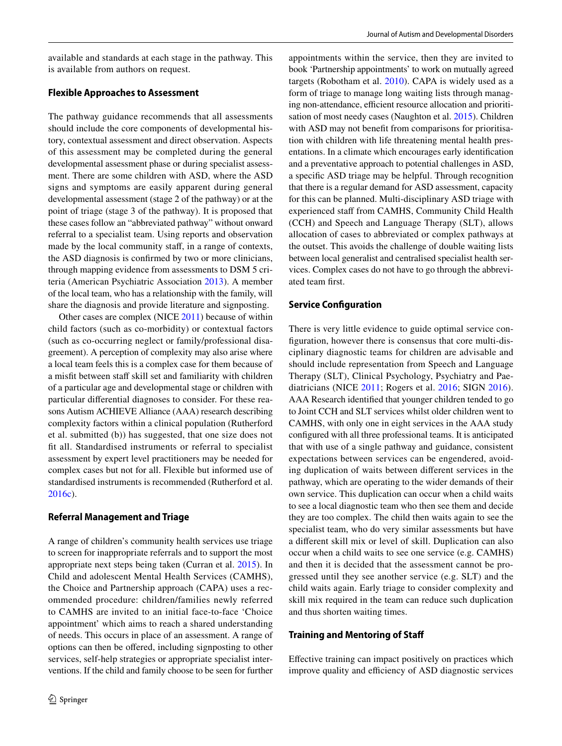available and standards at each stage in the pathway. This is available from authors on request.

### Flexible Approaches to Assessment

The pathway guidance recommends that all assessments should include the core components of developmental history, contextual assessment and direct observation. Aspects of this assessment may be completed during the general developmental assessment phase or during specialist assessment. There are some children with ASD, where the ASD signs and symptoms are easily apparent during general developmental assessment (stage 2 of the pathway) or at the point of triage (stage 3 of the pathway). It is proposed that these cases follow an "abbreviated pathway" without onward referral to a specialist team. Using reports and observation made by the local community staff, in a range of contexts, the ASD diagnosis is confirmed by two or more clinicians, through mapping evidence from assessments to DSM 5 criteria (American Psychiatric Association 2013). A member of the local team, who has a relationship with the family, will share the diagnosis and provide literature and signposting.

Other cases are complex (NICE 2011) because of within child factors (such as co-morbidity) or contextual factors (such as co-occurring neglect or family/professional disagreement). A perception of complexity may also arise where a local team feels this is a complex case for them because of a misfit between staff skill set and familiarity with children of a particular age and developmental stage or children with particular differential diagnoses to consider. For these reasons Autism ACHIEVE Alliance (AAA) research describing complexity factors within a clinical population (Rutherford et al. submitted (b)) has suggested, that one size does not fit all. Standardised instruments or referral to specialist assessment by expert level practitioners may be needed for complex cases but not for all. Flexible but informed use of standardised instruments is recommended (Rutherford et al. 2016c).

### Referral Management and Triage

A range of children's community health services use triage to screen for inappropriate referrals and to support the most appropriate next steps being taken (Curran et al. 2015). In Child and adolescent Mental Health Services (CAMHS), the Choice and Partnership approach (CAPA) uses a recommended procedure: children/families newly referred to CAMHS are invited to an initial face-to-face 'Choice appointment' which aims to reach a shared understanding of needs. This occurs in place of an assessment. A range of options can then be offered, including signposting to other services, self-help strategies or appropriate specialist interventions. If the child and family choose to be seen for further appointments within the service, then they are invited to book 'Partnership appointments' to work on mutually agreed targets (Robotham et al. 2010). CAPA is widely used as a form of triage to manage long waiting lists through managing non-attendance, efficient resource allocation and prioritisation of most needy cases (Naughton et al. 2015). Children with ASD may not benefit from comparisons for prioritisation with children with life threatening mental health presentations. In a climate which encourages early identification and a preventative approach to potential challenges in ASD, a specific ASD triage may be helpful. Through recognition that there is a regular demand for ASD assessment, capacity for this can be planned. Multi-disciplinary ASD triage with experienced staff from CAMHS, Community Child Health (CCH) and Speech and Language Therapy (SLT), allows allocation of cases to abbreviated or complex pathways at the outset. This avoids the challenge of double waiting lists between local generalist and centralised specialist health services. Complex cases do not have to go through the abbreviated team first.

### Service Configuration

There is very little evidence to guide optimal service configuration, however there is consensus that core multi-disciplinary diagnostic teams for children are advisable and should include representation from Speech and Language Therapy (SLT), Clinical Psychology, Psychiatry and Paediatricians (NICE 2011; Rogers et al. 2016; SIGN 2016). AAA Research identified that younger children tended to go to Joint CCH and SLT services whilst older children went to CAMHS, with only one in eight services in the AAA study configured with all three professional teams. It is anticipated that with use of a single pathway and guidance, consistent expectations between services can be engendered, avoiding duplication of waits between different services in the pathway, which are operating to the wider demands of their own service. This duplication can occur when a child waits to see a local diagnostic team who then see them and decide they are too complex. The child then waits again to see the specialist team, who do very similar assessments but have a different skill mix or level of skill. Duplication can also occur when a child waits to see one service (e.g. CAMHS) and then it is decided that the assessment cannot be progressed until they see another service (e.g. SLT) and the child waits again. Early triage to consider complexity and skill mix required in the team can reduce such duplication and thus shorten waiting times.

### Training and Mentoring of Staff

Effective training can impact positively on practices which improve quality and efficiency of ASD diagnostic services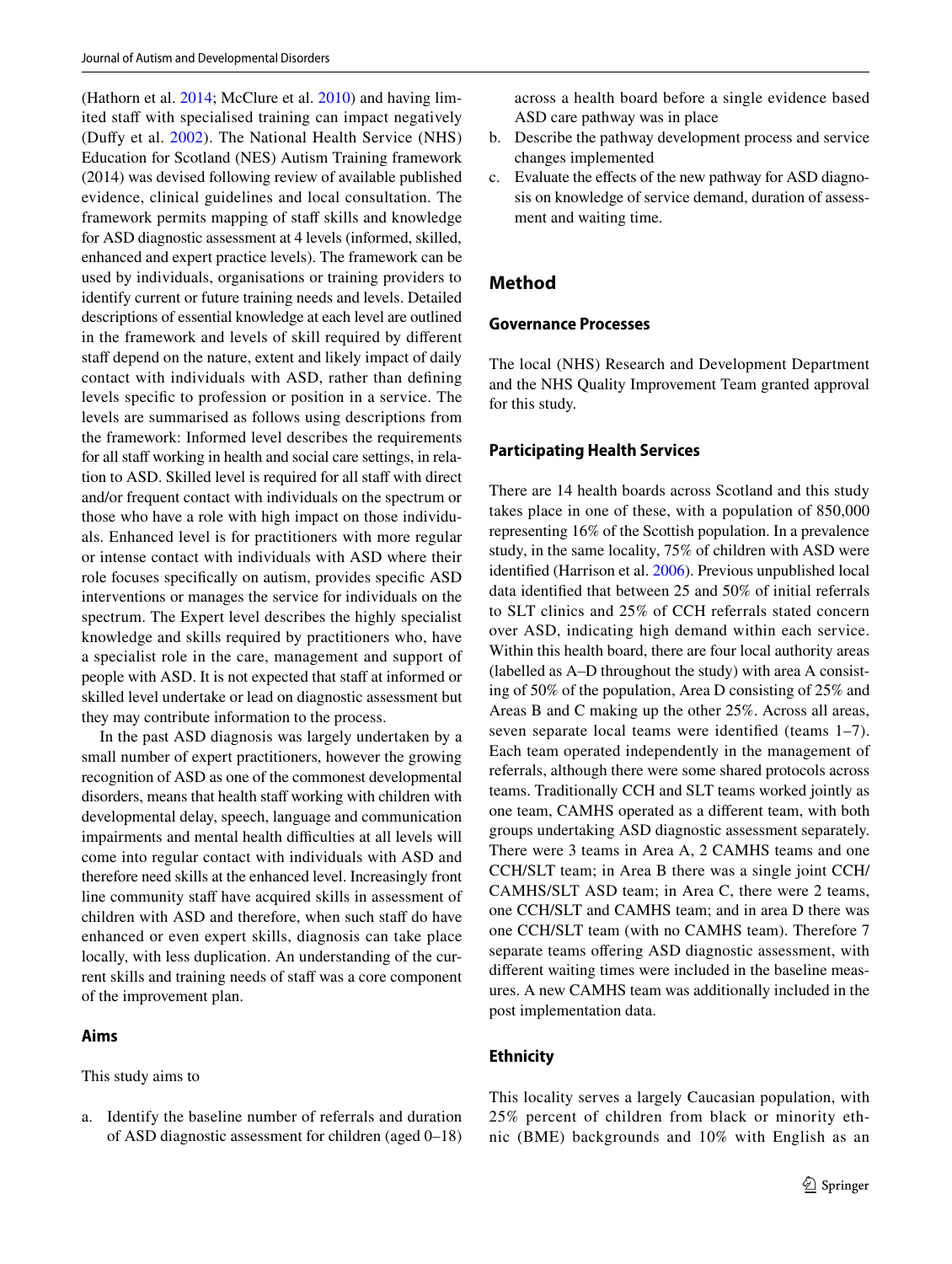(Hathorn et al. 2014; McClure et al. 2010) and having limited staff with specialised training can impact negatively (Duffy et al. 2002). The National Health Service (NHS) Education for Scotland (NES) Autism Training framework (2014) was devised following review of available published evidence, clinical guidelines and local consultation. The framework permits mapping of staff skills and knowledge for ASD diagnostic assessment at 4 levels (informed, skilled, enhanced and expert practice levels). The framework can be used by individuals, organisations or training providers to identify current or future training needs and levels. Detailed descriptions of essential knowledge at each level are outlined in the framework and levels of skill required by different staff depend on the nature, extent and likely impact of daily contact with individuals with ASD, rather than defining levels specific to profession or position in a service. The levels are summarised as follows using descriptions from the framework: Informed level describes the requirements for all staff working in health and social care settings, in relation to ASD. Skilled level is required for all staff with direct and/or frequent contact with individuals on the spectrum or those who have a role with high impact on those individuals. Enhanced level is for practitioners with more regular or intense contact with individuals with ASD where their role focuses specifically on autism, provides specific ASD interventions or manages the service for individuals on the spectrum. The Expert level describes the highly specialist knowledge and skills required by practitioners who, have a specialist role in the care, management and support of people with ASD. It is not expected that staff at informed or skilled level undertake or lead on diagnostic assessment but they may contribute information to the process.

In the past ASD diagnosis was largely undertaken by a small number of expert practitioners, however the growing recognition of ASD as one of the commonest developmental disorders, means that health staff working with children with developmental delay, speech, language and communication impairments and mental health difficulties at all levels will come into regular contact with individuals with ASD and therefore need skills at the enhanced level. Increasingly front line community staff have acquired skills in assessment of children with ASD and therefore, when such staff do have enhanced or even expert skills, diagnosis can take place locally, with less duplication. An understanding of the current skills and training needs of staff was a core component of the improvement plan.

### Aims

This study aims to

a. Identify the baseline number of referrals and duration of ASD diagnostic assessment for children (aged 0–18) across a health board before a single evidence based ASD care pathway was in place
b. Describe the pathway development process and service changes implemented
c. Evaluate the effects of the new pathway for ASD diagnosis on knowledge of service demand, duration of assessment and waiting time.

## Method

### Governance Processes

The local (NHS) Research and Development Department and the NHS Quality Improvement Team granted approval for this study.

### Participating Health Services

There are 14 health boards across Scotland and this study takes place in one of these, with a population of 850,000 representing 16% of the Scottish population. In a prevalence study, in the same locality, 75% of children with ASD were identified (Harrison et al. 2006). Previous unpublished local data identified that between 25 and 50% of initial referrals to SLT clinics and 25% of CCH referrals stated concern over ASD, indicating high demand within each service. Within this health board, there are four local authority areas (labelled as A–D throughout the study) with area A consisting of 50% of the population, Area D consisting of 25% and Areas B and C making up the other 25%. Across all areas, seven separate local teams were identified (teams 1–7). Each team operated independently in the management of referrals, although there were some shared protocols across teams. Traditionally CCH and SLT teams worked jointly as one team, CAMHS operated as a different team, with both groups undertaking ASD diagnostic assessment separately. There were 3 teams in Area A, 2 CAMHS teams and one CCH/SLT team; in Area B there was a single joint CCH/CAMHS/SLT ASD team; in Area C, there were 2 teams, one CCH/SLT and CAMHS team; and in area D there was one CCH/SLT team (with no CAMHS team). Therefore 7 separate teams offering ASD diagnostic assessment, with different waiting times were included in the baseline measures. A new CAMHS team was additionally included in the post implementation data.

### Ethnicity

This locality serves a largely Caucasian population, with 25% percent of children from black or minority ethnic (BME) backgrounds and 10% with English as an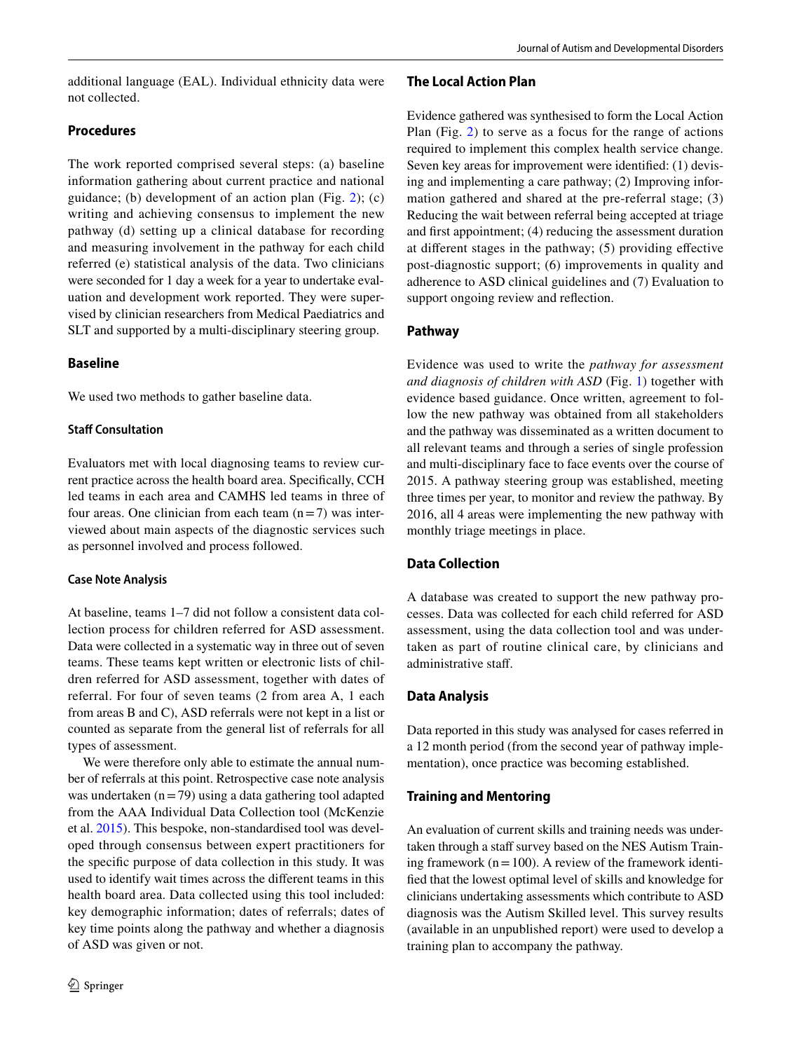additional language (EAL). Individual ethnicity data were not collected.

## Procedures

The work reported comprised several steps: (a) baseline information gathering about current practice and national guidance; (b) development of an action plan (Fig. 2); (c) writing and achieving consensus to implement the new pathway (d) setting up a clinical database for recording and measuring involvement in the pathway for each child referred (e) statistical analysis of the data. Two clinicians were seconded for 1 day a week for a year to undertake evaluation and development work reported. They were supervised by clinician researchers from Medical Paediatrics and SLT and supported by a multi-disciplinary steering group.

## Baseline

We used two methods to gather baseline data.

### Staff Consultation

Evaluators met with local diagnosing teams to review current practice across the health board area. Specifically, CCH led teams in each area and CAMHS led teams in three of four areas. One clinician from each team (n = 7) was interviewed about main aspects of the diagnostic services such as personnel involved and process followed.

### Case Note Analysis

At baseline, teams 1–7 did not follow a consistent data collection process for children referred for ASD assessment. Data were collected in a systematic way in three out of seven teams. These teams kept written or electronic lists of children referred for ASD assessment, together with dates of referral. For four of seven teams (2 from area A, 1 each from areas B and C), ASD referrals were not kept in a list or counted as separate from the general list of referrals for all types of assessment.

We were therefore only able to estimate the annual number of referrals at this point. Retrospective case note analysis was undertaken (n = 79) using a data gathering tool adapted from the AAA Individual Data Collection tool (McKenzie et al. 2015). This bespoke, non-standardised tool was developed through consensus between expert practitioners for the specific purpose of data collection in this study. It was used to identify wait times across the different teams in this health board area. Data collected using this tool included: key demographic information; dates of referrals; dates of key time points along the pathway and whether a diagnosis of ASD was given or not.

## The Local Action Plan

Evidence gathered was synthesised to form the Local Action Plan (Fig. 2) to serve as a focus for the range of actions required to implement this complex health service change. Seven key areas for improvement were identified: (1) devising and implementing a care pathway; (2) Improving information gathered and shared at the pre-referral stage; (3) Reducing the wait between referral being accepted at triage and first appointment; (4) reducing the assessment duration at different stages in the pathway; (5) providing effective post-diagnostic support; (6) improvements in quality and adherence to ASD clinical guidelines and (7) Evaluation to support ongoing review and reflection.

## Pathway

Evidence was used to write the *pathway for assessment and diagnosis of children with ASD* (Fig. 1) together with evidence based guidance. Once written, agreement to follow the new pathway was obtained from all stakeholders and the pathway was disseminated as a written document to all relevant teams and through a series of single profession and multi-disciplinary face to face events over the course of 2015. A pathway steering group was established, meeting three times per year, to monitor and review the pathway. By 2016, all 4 areas were implementing the new pathway with monthly triage meetings in place.

## Data Collection

A database was created to support the new pathway processes. Data was collected for each child referred for ASD assessment, using the data collection tool and was undertaken as part of routine clinical care, by clinicians and administrative staff.

## Data Analysis

Data reported in this study was analysed for cases referred in a 12 month period (from the second year of pathway implementation), once practice was becoming established.

## Training and Mentoring

An evaluation of current skills and training needs was undertaken through a staff survey based on the NES Autism Training framework (n = 100). A review of the framework identified that the lowest optimal level of skills and knowledge for clinicians undertaking assessments which contribute to ASD diagnosis was the Autism Skilled level. This survey results (available in an unpublished report) were used to develop a training plan to accompany the pathway.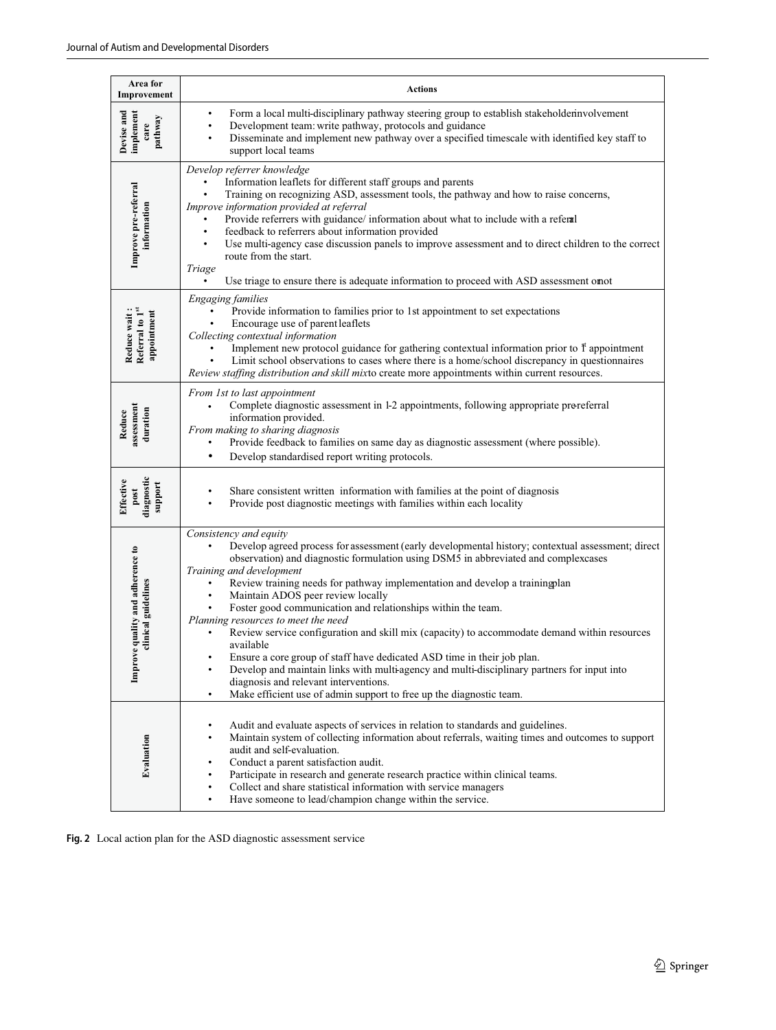| Area for Improvement | Actions |
|---|---|
| Devise and implement care pathway | • Form a local multi-disciplinary pathway steering group to establish stakeholder involvement<br>• Development team: write pathway, protocols and guidance<br>• Disseminate and implement new pathway over a specified timescale with identified key staff to support local teams |
| Improve pre-referral information | *Develop referrer knowledge*<br>• Information leaflets for different staff groups and parents<br>• Training on recognizing ASD, assessment tools, the pathway and how to raise concerns,<br>*Improve information provided at referral*<br>• Provide referrers with guidance/ information about what to include with a referral<br>• feedback to referrers about information provided<br>• Use multi-agency case discussion panels to improve assessment and to direct children to the correct route from the start.<br>*Triage*<br>• Use triage to ensure there is adequate information to proceed with ASD assessment or not |
| Reduce wait : Referral to 1st appointment | *Engaging families*<br>• Provide information to families prior to 1st appointment to set expectations<br>• Encourage use of parent leaflets<br>*Collecting contextual information*<br>• Implement new protocol guidance for gathering contextual information prior to 1st appointment<br>• Limit school observations to cases where there is a home/school discrepancy in questionnaires<br>*Review staffing distribution and skill mix* to create more appointments within current resources. |
| Reduce assessment duration | *From 1st to last appointment*<br>• Complete diagnostic assessment in 1-2 appointments, following appropriate pre-referral information provided.<br>*From making to sharing diagnosis*<br>• Provide feedback to families on same day as diagnostic assessment (where possible).<br>• Develop standardised report writing protocols. |
| Effective post diagnostic support | • Share consistent written information with families at the point of diagnosis<br>• Provide post diagnostic meetings with families within each locality |
| Improve quality and adherence to clinical guidelines | *Consistency and equity*<br>• Develop agreed process for assessment (early developmental history; contextual assessment; direct observation) and diagnostic formulation using DSM5 in abbreviated and complex cases<br>*Training and development*<br>• Review training needs for pathway implementation and develop a training plan<br>• Maintain ADOS peer review locally<br>• Foster good communication and relationships within the team.<br>*Planning resources to meet the need*<br>• Review service configuration and skill mix (capacity) to accommodate demand within resources available<br>• Ensure a core group of staff have dedicated ASD time in their job plan.<br>• Develop and maintain links with multi-agency and multi-disciplinary partners for input into diagnosis and relevant interventions.<br>• Make efficient use of admin support to free up the diagnostic team. |
| Evaluation | • Audit and evaluate aspects of services in relation to standards and guidelines.<br>• Maintain system of collecting information about referrals, waiting times and outcomes to support audit and self-evaluation.<br>• Conduct a parent satisfaction audit.<br>• Participate in research and generate research practice within clinical teams.<br>• Collect and share statistical information with service managers<br>• Have someone to lead/champion change within the service. |

**Fig. 2** Local action plan for the ASD diagnostic assessment service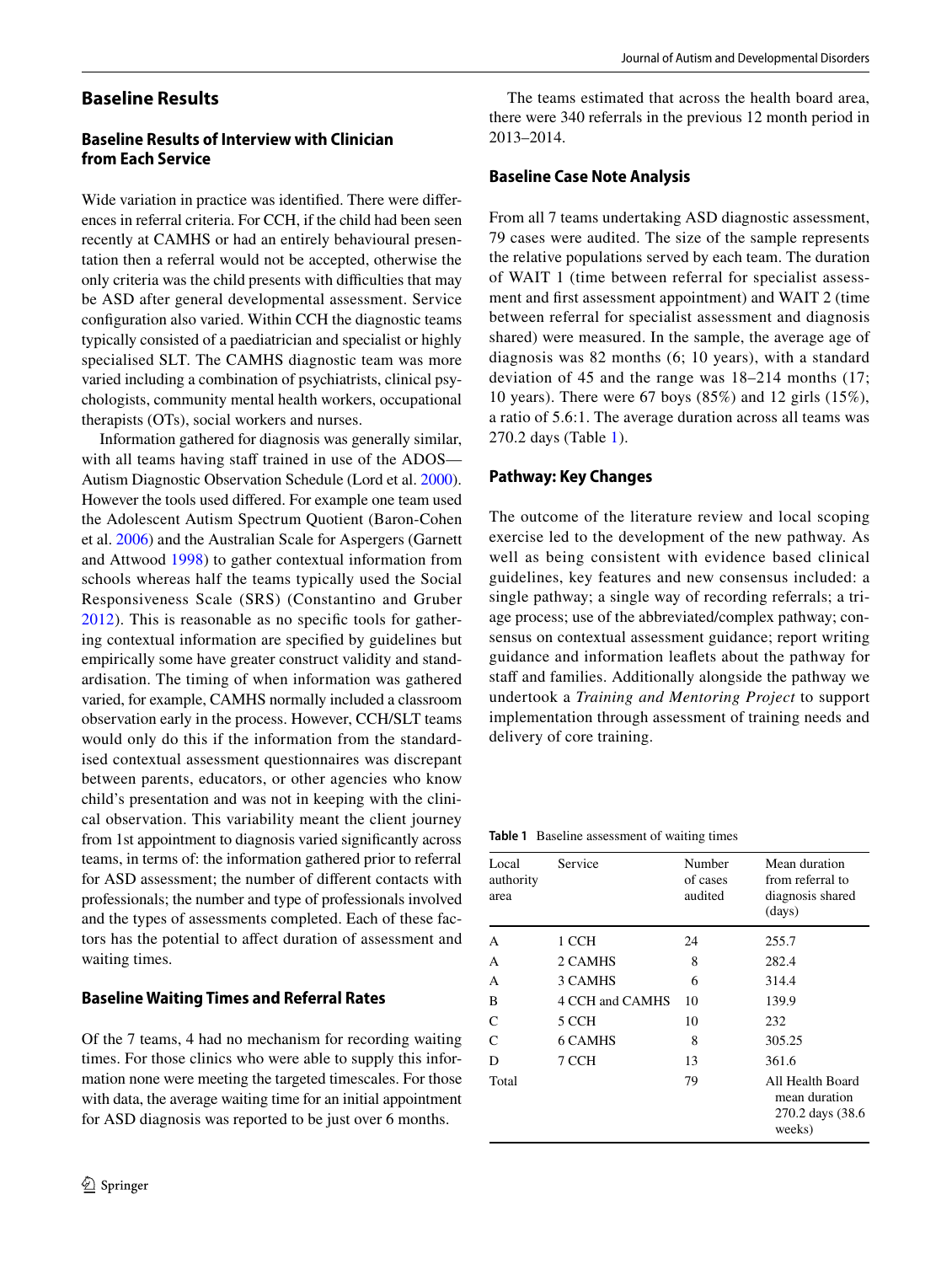## Baseline Results

### Baseline Results of Interview with Clinician from Each Service

Wide variation in practice was identified. There were differences in referral criteria. For CCH, if the child had been seen recently at CAMHS or had an entirely behavioural presentation then a referral would not be accepted, otherwise the only criteria was the child presents with difficulties that may be ASD after general developmental assessment. Service configuration also varied. Within CCH the diagnostic teams typically consisted of a paediatrician and specialist or highly specialised SLT. The CAMHS diagnostic team was more varied including a combination of psychiatrists, clinical psychologists, community mental health workers, occupational therapists (OTs), social workers and nurses.

Information gathered for diagnosis was generally similar, with all teams having staff trained in use of the ADOS—Autism Diagnostic Observation Schedule (Lord et al. 2000). However the tools used differed. For example one team used the Adolescent Autism Spectrum Quotient (Baron-Cohen et al. 2006) and the Australian Scale for Aspergers (Garnett and Attwood 1998) to gather contextual information from schools whereas half the teams typically used the Social Responsiveness Scale (SRS) (Constantino and Gruber 2012). This is reasonable as no specific tools for gathering contextual information are specified by guidelines but empirically some have greater construct validity and standardisation. The timing of when information was gathered varied, for example, CAMHS normally included a classroom observation early in the process. However, CCH/SLT teams would only do this if the information from the standardised contextual assessment questionnaires was discrepant between parents, educators, or other agencies who know child's presentation and was not in keeping with the clinical observation. This variability meant the client journey from 1st appointment to diagnosis varied significantly across teams, in terms of: the information gathered prior to referral for ASD assessment; the number of different contacts with professionals; the number and type of professionals involved and the types of assessments completed. Each of these factors has the potential to affect duration of assessment and waiting times.

### Baseline Waiting Times and Referral Rates

Of the 7 teams, 4 had no mechanism for recording waiting times. For those clinics who were able to supply this information none were meeting the targeted timescales. For those with data, the average waiting time for an initial appointment for ASD diagnosis was reported to be just over 6 months.

The teams estimated that across the health board area, there were 340 referrals in the previous 12 month period in 2013–2014.

### Baseline Case Note Analysis

From all 7 teams undertaking ASD diagnostic assessment, 79 cases were audited. The size of the sample represents the relative populations served by each team. The duration of WAIT 1 (time between referral for specialist assessment and first assessment appointment) and WAIT 2 (time between referral for specialist assessment and diagnosis shared) were measured. In the sample, the average age of diagnosis was 82 months (6; 10 years), with a standard deviation of 45 and the range was 18–214 months (17; 10 years). There were 67 boys (85%) and 12 girls (15%), a ratio of 5.6:1. The average duration across all teams was 270.2 days (Table 1).

### Pathway: Key Changes

The outcome of the literature review and local scoping exercise led to the development of the new pathway. As well as being consistent with evidence based clinical guidelines, key features and new consensus included: a single pathway; a single way of recording referrals; a triage process; use of the abbreviated/complex pathway; consensus on contextual assessment guidance; report writing guidance and information leaflets about the pathway for staff and families. Additionally alongside the pathway we undertook a *Training and Mentoring Project* to support implementation through assessment of training needs and delivery of core training.

**Table 1** Baseline assessment of waiting times

| Local authority area | Service | Number of cases audited | Mean duration from referral to diagnosis shared (days) |
|---|---|---|---|
| A | 1 CCH | 24 | 255.7 |
| A | 2 CAMHS | 8 | 282.4 |
| A | 3 CAMHS | 6 | 314.4 |
| B | 4 CCH and CAMHS | 10 | 139.9 |
| C | 5 CCH | 10 | 232 |
| C | 6 CAMHS | 8 | 305.25 |
| D | 7 CCH | 13 | 361.6 |
| Total | | 79 | All Health Board mean duration 270.2 days (38.6 weeks) |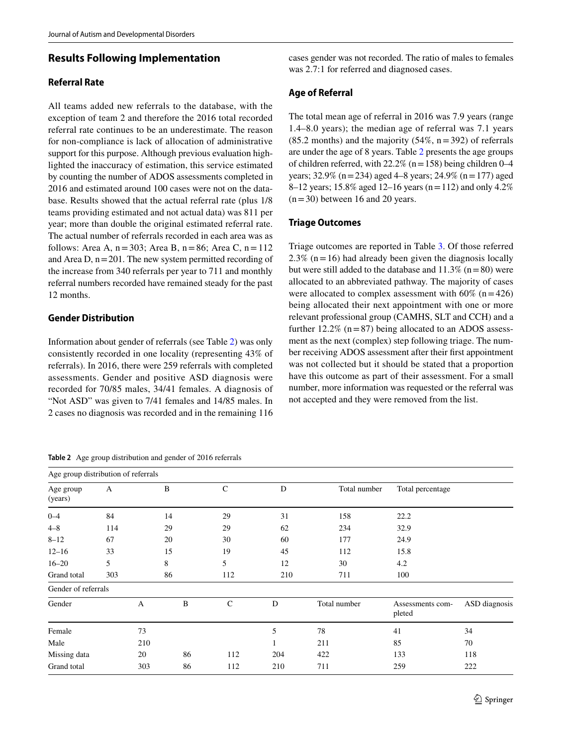## Results Following Implementation

### Referral Rate

All teams added new referrals to the database, with the exception of team 2 and therefore the 2016 total recorded referral rate continues to be an underestimate. The reason for non-compliance is lack of allocation of administrative support for this purpose. Although previous evaluation highlighted the inaccuracy of estimation, this service estimated by counting the number of ADOS assessments completed in 2016 and estimated around 100 cases were not on the database. Results showed that the actual referral rate (plus 1/8 teams providing estimated and not actual data) was 811 per year; more than double the original estimated referral rate. The actual number of referrals recorded in each area was as follows: Area A, n = 303; Area B, n = 86; Area C, n = 112 and Area D, n = 201. The new system permitted recording of the increase from 340 referrals per year to 711 and monthly referral numbers recorded have remained steady for the past 12 months.

### Gender Distribution

Information about gender of referrals (see Table 2) was only consistently recorded in one locality (representing 43% of referrals). In 2016, there were 259 referrals with completed assessments. Gender and positive ASD diagnosis were recorded for 70/85 males, 34/41 females. A diagnosis of "Not ASD" was given to 7/41 females and 14/85 males. In 2 cases no diagnosis was recorded and in the remaining 116 cases gender was not recorded. The ratio of males to females was 2.7:1 for referred and diagnosed cases.

### Age of Referral

The total mean age of referral in 2016 was 7.9 years (range 1.4–8.0 years); the median age of referral was 7.1 years (85.2 months) and the majority (54%, n = 392) of referrals are under the age of 8 years. Table 2 presents the age groups of children referred, with 22.2% (n = 158) being children 0–4 years; 32.9% (n = 234) aged 4–8 years; 24.9% (n = 177) aged 8–12 years; 15.8% aged 12–16 years (n = 112) and only 4.2% (n = 30) between 16 and 20 years.

### Triage Outcomes

Triage outcomes are reported in Table 3. Of those referred 2.3% (n = 16) had already been given the diagnosis locally but were still added to the database and 11.3% (n = 80) were allocated to an abbreviated pathway. The majority of cases were allocated to complex assessment with 60% (n = 426) being allocated their next appointment with one or more relevant professional group (CAMHS, SLT and CCH) and a further 12.2% (n = 87) being allocated to an ADOS assessment as the next (complex) step following triage. The number receiving ADOS assessment after their first appointment was not collected but it should be stated that a proportion have this outcome as part of their assessment. For a small number, more information was requested or the referral was not accepted and they were removed from the list.

**Table 2** Age group distribution and gender of 2016 referrals

Age group distribution of referrals

| Age group (years) | A | B | C | D | Total number | Total percentage |
|---|---|---|---|---|---|---|
| 0–4 | 84 | 14 | 29 | 31 | 158 | 22.2 |
| 4–8 | 114 | 29 | 29 | 62 | 234 | 32.9 |
| 8–12 | 67 | 20 | 30 | 60 | 177 | 24.9 |
| 12–16 | 33 | 15 | 19 | 45 | 112 | 15.8 |
| 16–20 | 5 | 8 | 5 | 12 | 30 | 4.2 |
| Grand total | 303 | 86 | 112 | 210 | 711 | 100 |

Gender of referrals

| Gender | A | B | C | D | Total number | Assessments completed | ASD diagnosis |
|---|---|---|---|---|---|---|---|
| Female | 73 | | | 5 | 78 | 41 | 34 |
| Male | 210 | | | 1 | 211 | 85 | 70 |
| Missing data | 20 | 86 | 112 | 204 | 422 | 133 | 118 |
| Grand total | 303 | 86 | 112 | 210 | 711 | 259 | 222 |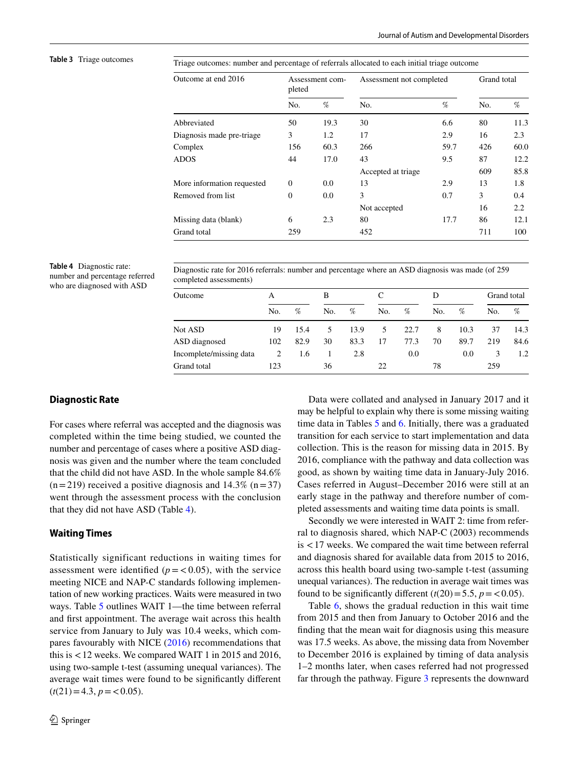**Table 3** Triage outcomes

| Triage outcomes: number and percentage of referrals allocated to each initial triage outcome | | | | | | |
|---|---|---|---|---|---|---|
| Outcome at end 2016 | Assessment completed | | Assessment not completed | | Grand total | |
| | No. | % | No. | % | No. | % |
| Abbreviated | 50 | 19.3 | 30 | 6.6 | 80 | 11.3 |
| Diagnosis made pre-triage | 3 | 1.2 | 17 | 2.9 | 16 | 2.3 |
| Complex | 156 | 60.3 | 266 | 59.7 | 426 | 60.0 |
| ADOS | 44 | 17.0 | 43 | 9.5 | 87 | 12.2 |
| | | | Accepted at triage | | 609 | 85.8 |
| More information requested | 0 | 0.0 | 13 | 2.9 | 13 | 1.8 |
| Removed from list | 0 | 0.0 | 3 | 0.7 | 3 | 0.4 |
| | | | Not accepted | | 16 | 2.2 |
| Missing data (blank) | 6 | 2.3 | 80 | 17.7 | 86 | 12.1 |
| Grand total | 259 | | 452 | | 711 | 100 |

**Table 4** Diagnostic rate: number and percentage referred who are diagnosed with ASD

| Diagnostic rate for 2016 referrals: number and percentage where an ASD diagnosis was made (of 259 completed assessments) | | | | | | | | | | |
|---|---|---|---|---|---|---|---|---|---|---|
| Outcome | A | | B | | C | | D | | Grand total | |
| | No. | % | No. | % | No. | % | No. | % | No. | % |
| Not ASD | 19 | 15.4 | 5 | 13.9 | 5 | 22.7 | 8 | 10.3 | 37 | 14.3 |
| ASD diagnosed | 102 | 82.9 | 30 | 83.3 | 17 | 77.3 | 70 | 89.7 | 219 | 84.6 |
| Incomplete/missing data | 2 | 1.6 | 1 | 2.8 | | 0.0 | | 0.0 | 3 | 1.2 |
| Grand total | 123 | | 36 | | 22 | | 78 | | 259 | |

## Diagnostic Rate

For cases where referral was accepted and the diagnosis was completed within the time being studied, we counted the number and percentage of cases where a positive ASD diagnosis was given and the number where the team concluded that the child did not have ASD. In the whole sample 84.6% (n = 219) received a positive diagnosis and 14.3% (n = 37) went through the assessment process with the conclusion that they did not have ASD (Table 4).

## Waiting Times

Statistically significant reductions in waiting times for assessment were identified ($p = < 0.05$), with the service meeting NICE and NAP-C standards following implementation of new working practices. Waits were measured in two ways. Table 5 outlines WAIT 1—the time between referral and first appointment. The average wait across this health service from January to July was 10.4 weeks, which compares favourably with NICE (2016) recommendations that this is < 12 weeks. We compared WAIT 1 in 2015 and 2016, using two-sample t-test (assuming unequal variances). The average wait times were found to be significantly different ($t(21) = 4.3$, $p = < 0.05$).

Data were collated and analysed in January 2017 and it may be helpful to explain why there is some missing waiting time data in Tables 5 and 6. Initially, there was a graduated transition for each service to start implementation and data collection. This is the reason for missing data in 2015. By 2016, compliance with the pathway and data collection was good, as shown by waiting time data in January-July 2016. Cases referred in August–December 2016 were still at an early stage in the pathway and therefore number of completed assessments and waiting time data points is small.

Secondly we were interested in WAIT 2: time from referral to diagnosis shared, which NAP-C (2003) recommends is < 17 weeks. We compared the wait time between referral and diagnosis shared for available data from 2015 to 2016, across this health board using two-sample t-test (assuming unequal variances). The reduction in average wait times was found to be significantly different ($t(20) = 5.5$, $p = < 0.05$).

Table 6, shows the gradual reduction in this wait time from 2015 and then from January to October 2016 and the finding that the mean wait for diagnosis using this measure was 17.5 weeks. As above, the missing data from November to December 2016 is explained by timing of data analysis 1–2 months later, when cases referred had not progressed far through the pathway. Figure 3 represents the downward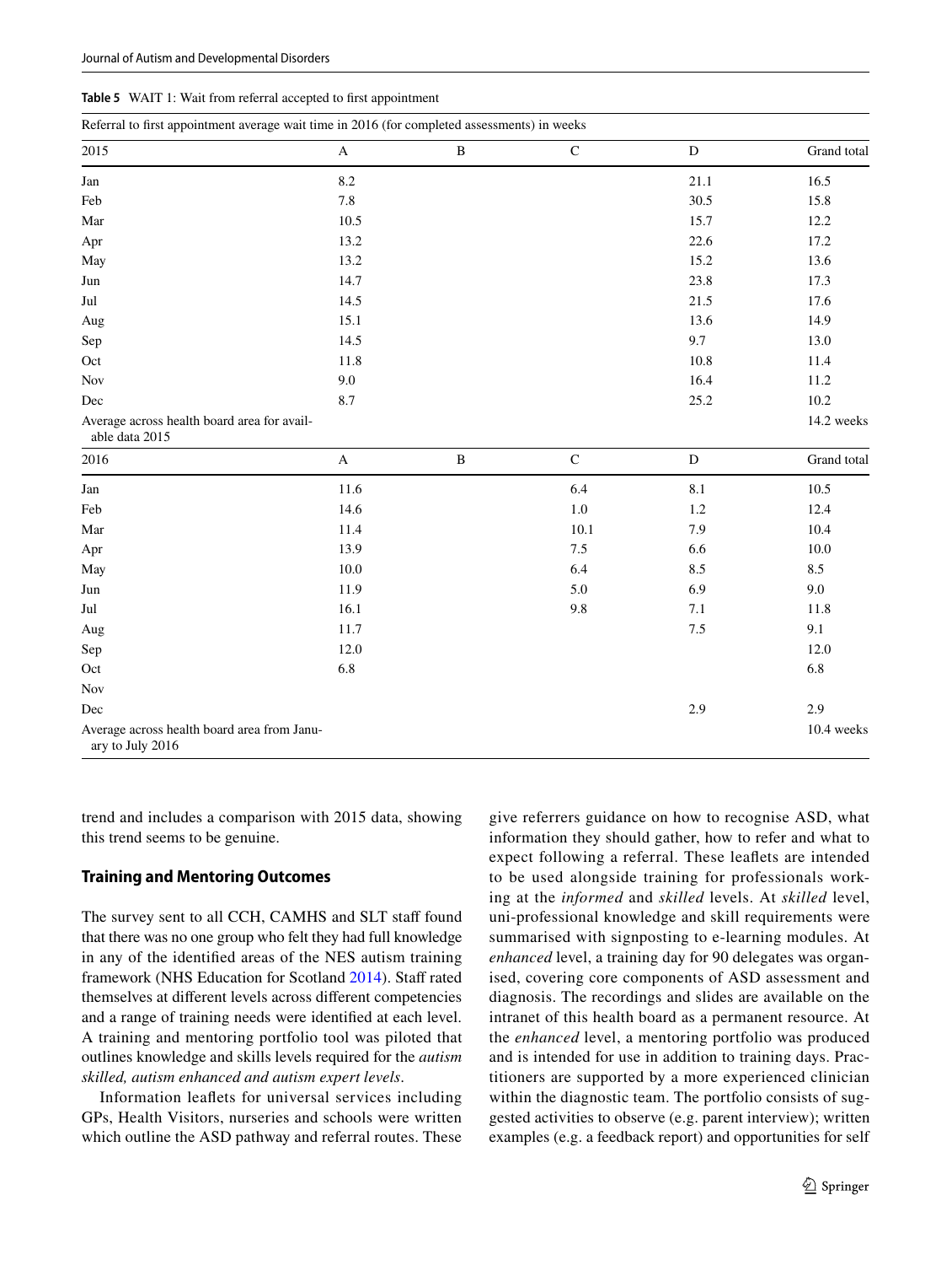**Table 5** WAIT 1: Wait from referral accepted to first appointment

| Referral to first appointment average wait time in 2016 (for completed assessments) in weeks | | | | | |
|---|---|---|---|---|---|
| 2015 | A | B | C | D | Grand total |
| Jan | 8.2 | | | 21.1 | 16.5 |
| Feb | 7.8 | | | 30.5 | 15.8 |
| Mar | 10.5 | | | 15.7 | 12.2 |
| Apr | 13.2 | | | 22.6 | 17.2 |
| May | 13.2 | | | 15.2 | 13.6 |
| Jun | 14.7 | | | 23.8 | 17.3 |
| Jul | 14.5 | | | 21.5 | 17.6 |
| Aug | 15.1 | | | 13.6 | 14.9 |
| Sep | 14.5 | | | 9.7 | 13.0 |
| Oct | 11.8 | | | 10.8 | 11.4 |
| Nov | 9.0 | | | 16.4 | 11.2 |
| Dec | 8.7 | | | 25.2 | 10.2 |
| Average across health board area for available data 2015 | | | | | 14.2 weeks |
| 2016 | A | B | C | D | Grand total |
| Jan | 11.6 | | 6.4 | 8.1 | 10.5 |
| Feb | 14.6 | | 1.0 | 1.2 | 12.4 |
| Mar | 11.4 | | 10.1 | 7.9 | 10.4 |
| Apr | 13.9 | | 7.5 | 6.6 | 10.0 |
| May | 10.0 | | 6.4 | 8.5 | 8.5 |
| Jun | 11.9 | | 5.0 | 6.9 | 9.0 |
| Jul | 16.1 | | 9.8 | 7.1 | 11.8 |
| Aug | 11.7 | | | 7.5 | 9.1 |
| Sep | 12.0 | | | | 12.0 |
| Oct | 6.8 | | | | 6.8 |
| Nov | | | | | |
| Dec | | | | 2.9 | 2.9 |
| Average across health board area from January to July 2016 | | | | | 10.4 weeks |

trend and includes a comparison with 2015 data, showing this trend seems to be genuine.

### Training and Mentoring Outcomes

The survey sent to all CCH, CAMHS and SLT staff found that there was no one group who felt they had full knowledge in any of the identified areas of the NES autism training framework (NHS Education for Scotland 2014). Staff rated themselves at different levels across different competencies and a range of training needs were identified at each level. A training and mentoring portfolio tool was piloted that outlines knowledge and skills levels required for the *autism skilled, autism enhanced and autism expert levels*.

Information leaflets for universal services including GPs, Health Visitors, nurseries and schools were written which outline the ASD pathway and referral routes. These give referrers guidance on how to recognise ASD, what information they should gather, how to refer and what to expect following a referral. These leaflets are intended to be used alongside training for professionals working at the *informed* and *skilled* levels. At *skilled* level, uni-professional knowledge and skill requirements were summarised with signposting to e-learning modules. At *enhanced* level, a training day for 90 delegates was organised, covering core components of ASD assessment and diagnosis. The recordings and slides are available on the intranet of this health board as a permanent resource. At the *enhanced* level, a mentoring portfolio was produced and is intended for use in addition to training days. Practitioners are supported by a more experienced clinician within the diagnostic team. The portfolio consists of suggested activities to observe (e.g. parent interview); written examples (e.g. a feedback report) and opportunities for self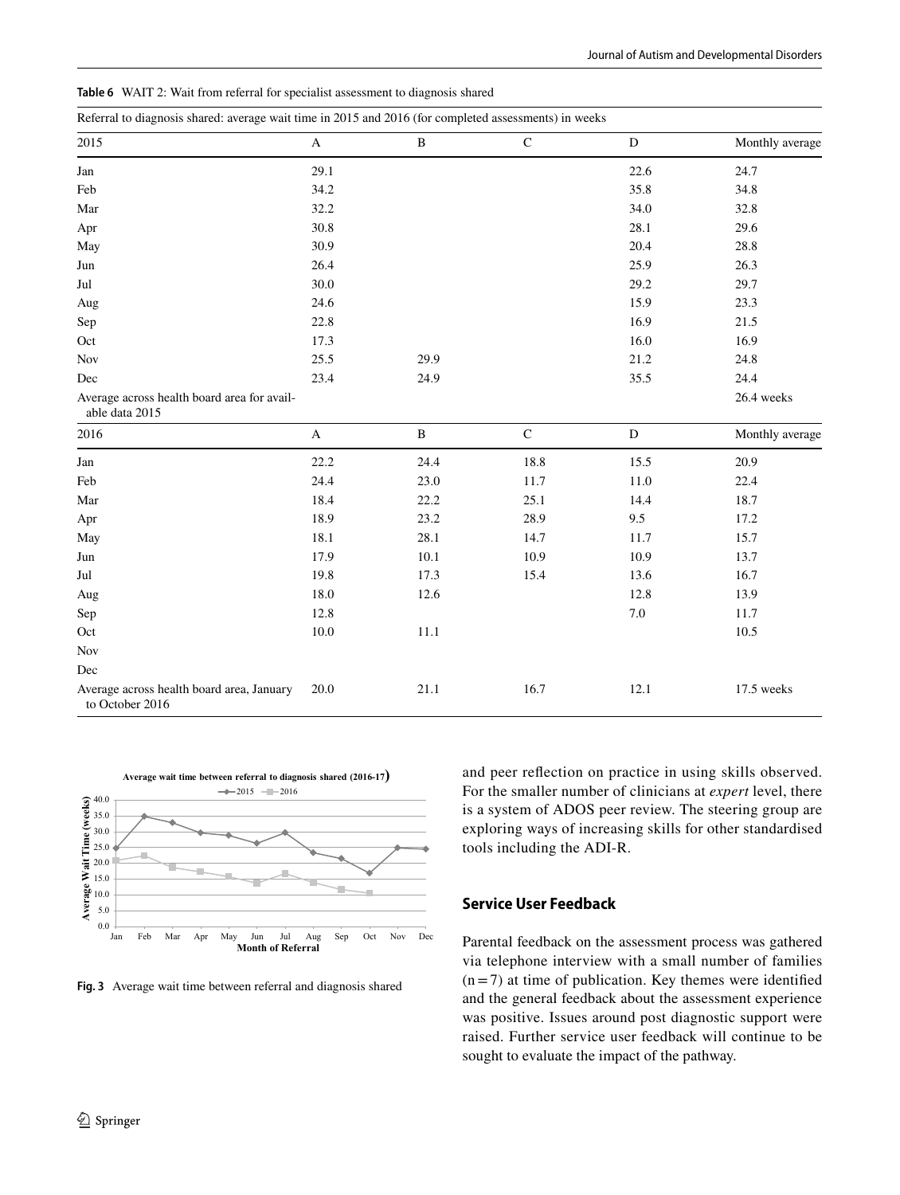**Table 6** WAIT 2: Wait from referral for specialist assessment to diagnosis shared

| Referral to diagnosis shared: average wait time in 2015 and 2016 (for completed assessments) in weeks | | | | | |
|---|---|---|---|---|---|
| 2015 | A | B | C | D | Monthly average |
| Jan | 29.1 | | | 22.6 | 24.7 |
| Feb | 34.2 | | | 35.8 | 34.8 |
| Mar | 32.2 | | | 34.0 | 32.8 |
| Apr | 30.8 | | | 28.1 | 29.6 |
| May | 30.9 | | | 20.4 | 28.8 |
| Jun | 26.4 | | | 25.9 | 26.3 |
| Jul | 30.0 | | | 29.2 | 29.7 |
| Aug | 24.6 | | | 15.9 | 23.3 |
| Sep | 22.8 | | | 16.9 | 21.5 |
| Oct | 17.3 | | | 16.0 | 16.9 |
| Nov | 25.5 | 29.9 | | 21.2 | 24.8 |
| Dec | 23.4 | 24.9 | | 35.5 | 24.4 |
| Average across health board area for available data 2015 | | | | | 26.4 weeks |
| 2016 | A | B | C | D | Monthly average |
| Jan | 22.2 | 24.4 | 18.8 | 15.5 | 20.9 |
| Feb | 24.4 | 23.0 | 11.7 | 11.0 | 22.4 |
| Mar | 18.4 | 22.2 | 25.1 | 14.4 | 18.7 |
| Apr | 18.9 | 23.2 | 28.9 | 9.5 | 17.2 |
| May | 18.1 | 28.1 | 14.7 | 11.7 | 15.7 |
| Jun | 17.9 | 10.1 | 10.9 | 10.9 | 13.7 |
| Jul | 19.8 | 17.3 | 15.4 | 13.6 | 16.7 |
| Aug | 18.0 | 12.6 | | 12.8 | 13.9 |
| Sep | 12.8 | | | 7.0 | 11.7 |
| Oct | 10.0 | 11.1 | | | 10.5 |
| Nov | | | | | |
| Dec | | | | | |
| Average across health board area, January to October 2016 | 20.0 | 21.1 | 16.7 | 12.1 | 17.5 weeks |

**Fig. 3** Average wait time between referral and diagnosis shared

and peer reflection on practice in using skills observed. For the smaller number of clinicians at *expert* level, there is a system of ADOS peer review. The steering group are exploring ways of increasing skills for other standardised tools including the ADI-R.

## Service User Feedback

Parental feedback on the assessment process was gathered via telephone interview with a small number of families (n = 7) at time of publication. Key themes were identified and the general feedback about the assessment experience was positive. Issues around post diagnostic support were raised. Further service user feedback will continue to be sought to evaluate the impact of the pathway.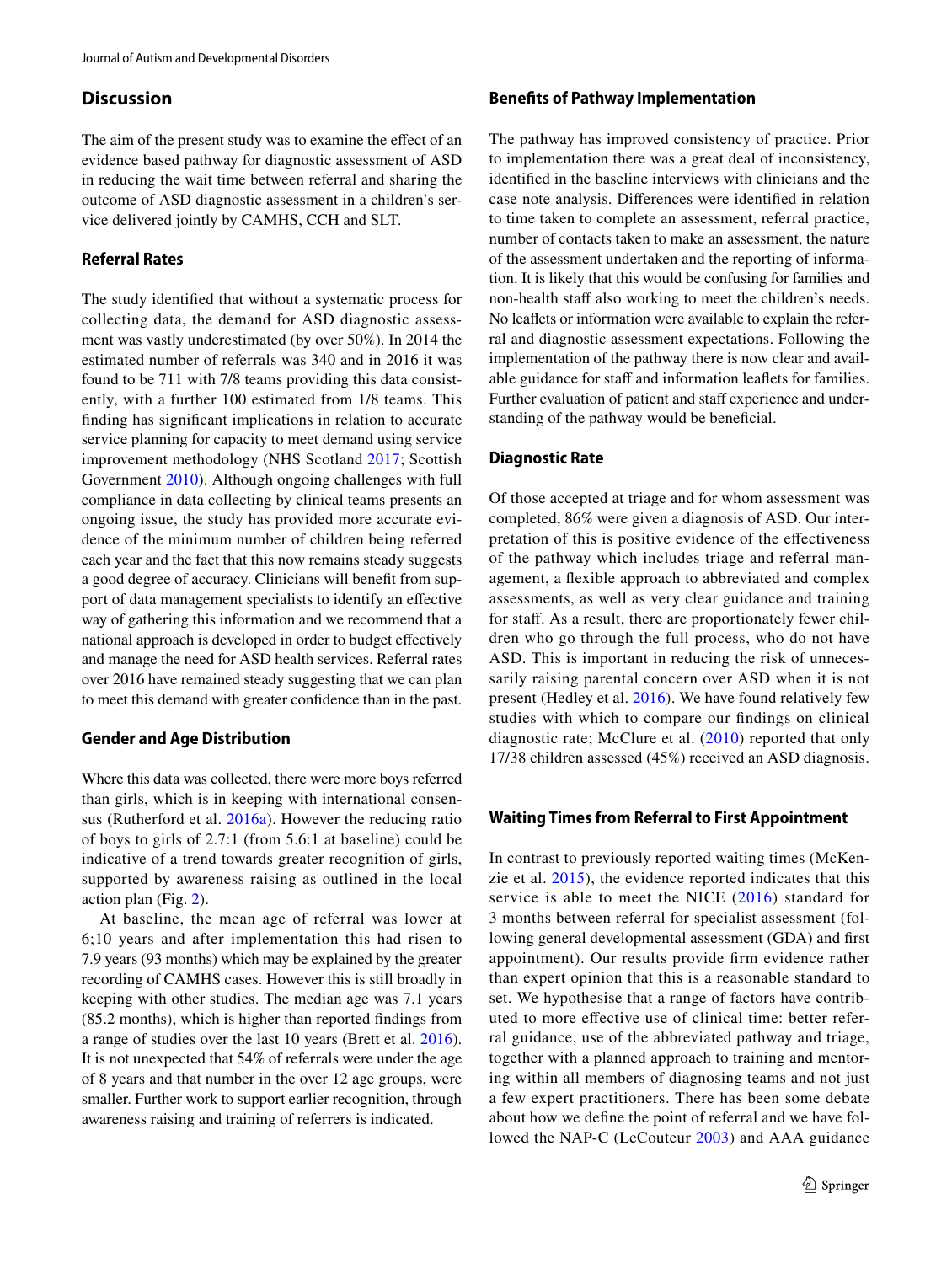## Discussion

The aim of the present study was to examine the effect of an evidence based pathway for diagnostic assessment of ASD in reducing the wait time between referral and sharing the outcome of ASD diagnostic assessment in a children's service delivered jointly by CAMHS, CCH and SLT.

### Referral Rates

The study identified that without a systematic process for collecting data, the demand for ASD diagnostic assessment was vastly underestimated (by over 50%). In 2014 the estimated number of referrals was 340 and in 2016 it was found to be 711 with 7/8 teams providing this data consistently, with a further 100 estimated from 1/8 teams. This finding has significant implications in relation to accurate service planning for capacity to meet demand using service improvement methodology (NHS Scotland 2017; Scottish Government 2010). Although ongoing challenges with full compliance in data collecting by clinical teams presents an ongoing issue, the study has provided more accurate evidence of the minimum number of children being referred each year and the fact that this now remains steady suggests a good degree of accuracy. Clinicians will benefit from support of data management specialists to identify an effective way of gathering this information and we recommend that a national approach is developed in order to budget effectively and manage the need for ASD health services. Referral rates over 2016 have remained steady suggesting that we can plan to meet this demand with greater confidence than in the past.

### Gender and Age Distribution

Where this data was collected, there were more boys referred than girls, which is in keeping with international consensus (Rutherford et al. 2016a). However the reducing ratio of boys to girls of 2.7:1 (from 5.6:1 at baseline) could be indicative of a trend towards greater recognition of girls, supported by awareness raising as outlined in the local action plan (Fig. 2).

At baseline, the mean age of referral was lower at 6;10 years and after implementation this had risen to 7.9 years (93 months) which may be explained by the greater recording of CAMHS cases. However this is still broadly in keeping with other studies. The median age was 7.1 years (85.2 months), which is higher than reported findings from a range of studies over the last 10 years (Brett et al. 2016). It is not unexpected that 54% of referrals were under the age of 8 years and that number in the over 12 age groups, were smaller. Further work to support earlier recognition, through awareness raising and training of referrers is indicated.

### Benefits of Pathway Implementation

The pathway has improved consistency of practice. Prior to implementation there was a great deal of inconsistency, identified in the baseline interviews with clinicians and the case note analysis. Differences were identified in relation to time taken to complete an assessment, referral practice, number of contacts taken to make an assessment, the nature of the assessment undertaken and the reporting of information. It is likely that this would be confusing for families and non-health staff also working to meet the children's needs. No leaflets or information were available to explain the referral and diagnostic assessment expectations. Following the implementation of the pathway there is now clear and available guidance for staff and information leaflets for families. Further evaluation of patient and staff experience and understanding of the pathway would be beneficial.

### Diagnostic Rate

Of those accepted at triage and for whom assessment was completed, 86% were given a diagnosis of ASD. Our interpretation of this is positive evidence of the effectiveness of the pathway which includes triage and referral management, a flexible approach to abbreviated and complex assessments, as well as very clear guidance and training for staff. As a result, there are proportionately fewer children who go through the full process, who do not have ASD. This is important in reducing the risk of unnecessarily raising parental concern over ASD when it is not present (Hedley et al. 2016). We have found relatively few studies with which to compare our findings on clinical diagnostic rate; McClure et al. (2010) reported that only 17/38 children assessed (45%) received an ASD diagnosis.

### Waiting Times from Referral to First Appointment

In contrast to previously reported waiting times (McKenzie et al. 2015), the evidence reported indicates that this service is able to meet the NICE (2016) standard for 3 months between referral for specialist assessment (following general developmental assessment (GDA) and first appointment). Our results provide firm evidence rather than expert opinion that this is a reasonable standard to set. We hypothesise that a range of factors have contributed to more effective use of clinical time: better referral guidance, use of the abbreviated pathway and triage, together with a planned approach to training and mentoring within all members of diagnosing teams and not just a few expert practitioners. There has been some debate about how we define the point of referral and we have followed the NAP-C (LeCouteur 2003) and AAA guidance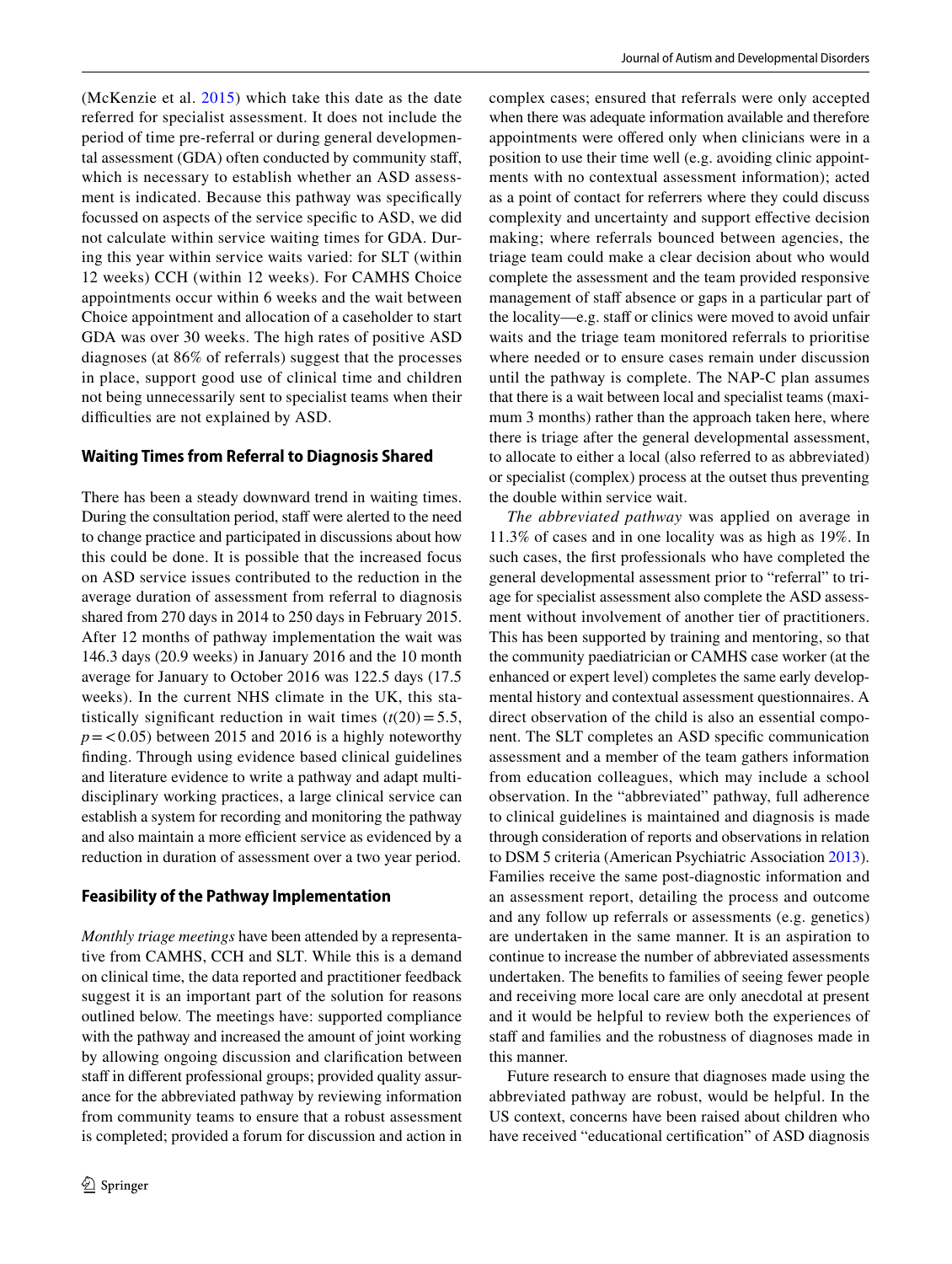(McKenzie et al. 2015) which take this date as the date referred for specialist assessment. It does not include the period of time pre-referral or during general developmental assessment (GDA) often conducted by community staff, which is necessary to establish whether an ASD assessment is indicated. Because this pathway was specifically focussed on aspects of the service specific to ASD, we did not calculate within service waiting times for GDA. During this year within service waits varied: for SLT (within 12 weeks) CCH (within 12 weeks). For CAMHS Choice appointments occur within 6 weeks and the wait between Choice appointment and allocation of a caseholder to start GDA was over 30 weeks. The high rates of positive ASD diagnoses (at 86% of referrals) suggest that the processes in place, support good use of clinical time and children not being unnecessarily sent to specialist teams when their difficulties are not explained by ASD.

### Waiting Times from Referral to Diagnosis Shared

There has been a steady downward trend in waiting times. During the consultation period, staff were alerted to the need to change practice and participated in discussions about how this could be done. It is possible that the increased focus on ASD service issues contributed to the reduction in the average duration of assessment from referral to diagnosis shared from 270 days in 2014 to 250 days in February 2015. After 12 months of pathway implementation the wait was 146.3 days (20.9 weeks) in January 2016 and the 10 month average for January to October 2016 was 122.5 days (17.5 weeks). In the current NHS climate in the UK, this statistically significant reduction in wait times ($t(20) = 5.5$, $p = < 0.05$) between 2015 and 2016 is a highly noteworthy finding. Through using evidence based clinical guidelines and literature evidence to write a pathway and adapt multidisciplinary working practices, a large clinical service can establish a system for recording and monitoring the pathway and also maintain a more efficient service as evidenced by a reduction in duration of assessment over a two year period.

### Feasibility of the Pathway Implementation

*Monthly triage meetings* have been attended by a representative from CAMHS, CCH and SLT. While this is a demand on clinical time, the data reported and practitioner feedback suggest it is an important part of the solution for reasons outlined below. The meetings have: supported compliance with the pathway and increased the amount of joint working by allowing ongoing discussion and clarification between staff in different professional groups; provided quality assurance for the abbreviated pathway by reviewing information from community teams to ensure that a robust assessment is completed; provided a forum for discussion and action in complex cases; ensured that referrals were only accepted when there was adequate information available and therefore appointments were offered only when clinicians were in a position to use their time well (e.g. avoiding clinic appointments with no contextual assessment information); acted as a point of contact for referrers where they could discuss complexity and uncertainty and support effective decision making; where referrals bounced between agencies, the triage team could make a clear decision about who would complete the assessment and the team provided responsive management of staff absence or gaps in a particular part of the locality—e.g. staff or clinics were moved to avoid unfair waits and the triage team monitored referrals to prioritise where needed or to ensure cases remain under discussion until the pathway is complete. The NAP-C plan assumes that there is a wait between local and specialist teams (maximum 3 months) rather than the approach taken here, where there is triage after the general developmental assessment, to allocate to either a local (also referred to as abbreviated) or specialist (complex) process at the outset thus preventing the double within service wait.

*The abbreviated pathway* was applied on average in 11.3% of cases and in one locality was as high as 19%. In such cases, the first professionals who have completed the general developmental assessment prior to "referral" to triage for specialist assessment also complete the ASD assessment without involvement of another tier of practitioners. This has been supported by training and mentoring, so that the community paediatrician or CAMHS case worker (at the enhanced or expert level) completes the same early developmental history and contextual assessment questionnaires. A direct observation of the child is also an essential component. The SLT completes an ASD specific communication assessment and a member of the team gathers information from education colleagues, which may include a school observation. In the "abbreviated" pathway, full adherence to clinical guidelines is maintained and diagnosis is made through consideration of reports and observations in relation to DSM 5 criteria (American Psychiatric Association 2013). Families receive the same post-diagnostic information and an assessment report, detailing the process and outcome and any follow up referrals or assessments (e.g. genetics) are undertaken in the same manner. It is an aspiration to continue to increase the number of abbreviated assessments undertaken. The benefits to families of seeing fewer people and receiving more local care are only anecdotal at present and it would be helpful to review both the experiences of staff and families and the robustness of diagnoses made in this manner.

Future research to ensure that diagnoses made using the abbreviated pathway are robust, would be helpful. In the US context, concerns have been raised about children who have received "educational certification" of ASD diagnosis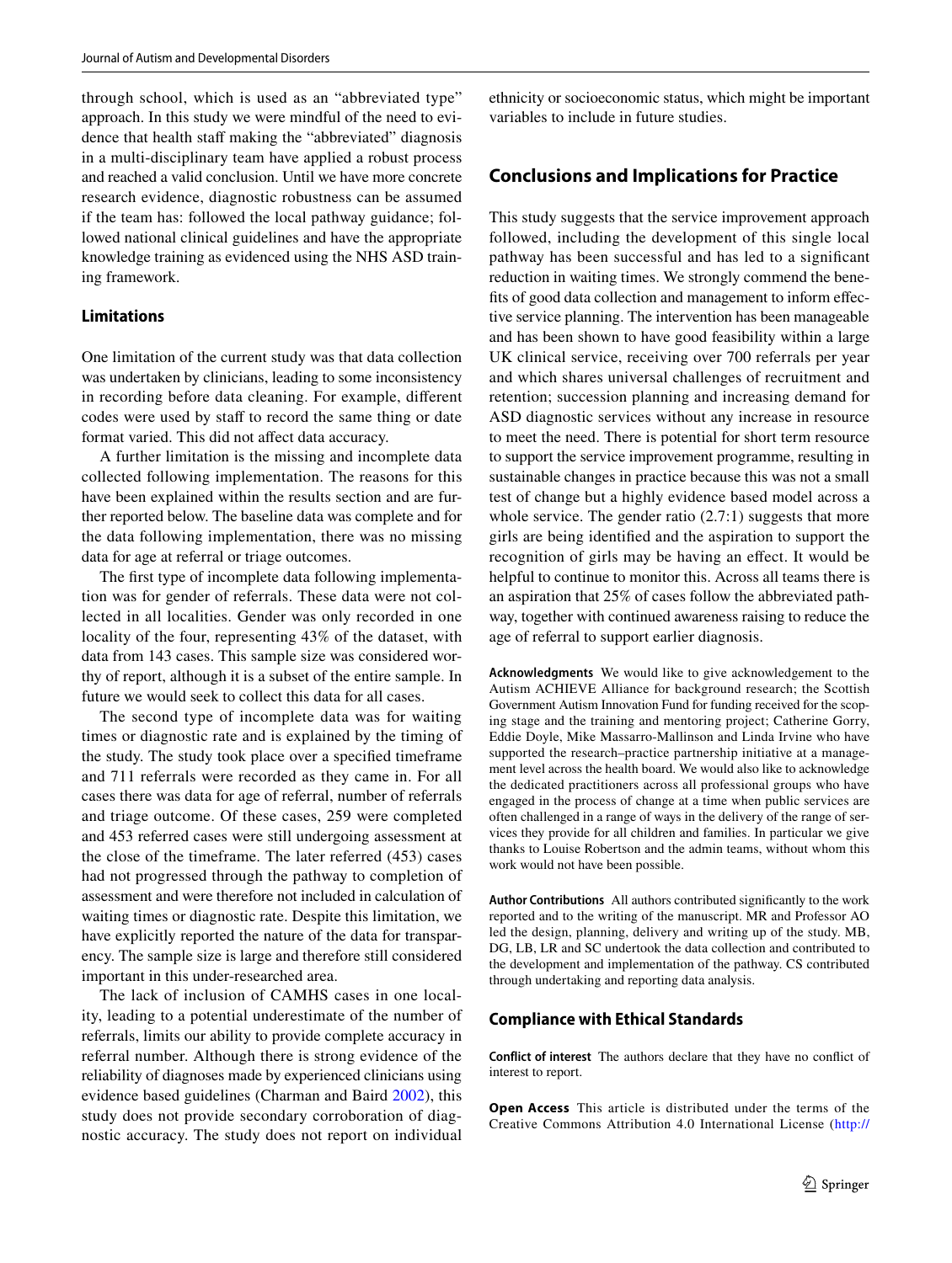through school, which is used as an "abbreviated type" approach. In this study we were mindful of the need to evidence that health staff making the "abbreviated" diagnosis in a multi-disciplinary team have applied a robust process and reached a valid conclusion. Until we have more concrete research evidence, diagnostic robustness can be assumed if the team has: followed the local pathway guidance; followed national clinical guidelines and have the appropriate knowledge training as evidenced using the NHS ASD training framework.

### Limitations

One limitation of the current study was that data collection was undertaken by clinicians, leading to some inconsistency in recording before data cleaning. For example, different codes were used by staff to record the same thing or date format varied. This did not affect data accuracy.

A further limitation is the missing and incomplete data collected following implementation. The reasons for this have been explained within the results section and are further reported below. The baseline data was complete and for the data following implementation, there was no missing data for age at referral or triage outcomes.

The first type of incomplete data following implementation was for gender of referrals. These data were not collected in all localities. Gender was only recorded in one locality of the four, representing 43% of the dataset, with data from 143 cases. This sample size was considered worthy of report, although it is a subset of the entire sample. In future we would seek to collect this data for all cases.

The second type of incomplete data was for waiting times or diagnostic rate and is explained by the timing of the study. The study took place over a specified timeframe and 711 referrals were recorded as they came in. For all cases there was data for age of referral, number of referrals and triage outcome. Of these cases, 259 were completed and 453 referred cases were still undergoing assessment at the close of the timeframe. The later referred (453) cases had not progressed through the pathway to completion of assessment and were therefore not included in calculation of waiting times or diagnostic rate. Despite this limitation, we have explicitly reported the nature of the data for transparency. The sample size is large and therefore still considered important in this under-researched area.

The lack of inclusion of CAMHS cases in one locality, leading to a potential underestimate of the number of referrals, limits our ability to provide complete accuracy in referral number. Although there is strong evidence of the reliability of diagnoses made by experienced clinicians using evidence based guidelines (Charman and Baird 2002), this study does not provide secondary corroboration of diagnostic accuracy. The study does not report on individual ethnicity or socioeconomic status, which might be important variables to include in future studies.

## Conclusions and Implications for Practice

This study suggests that the service improvement approach followed, including the development of this single local pathway has been successful and has led to a significant reduction in waiting times. We strongly commend the benefits of good data collection and management to inform effective service planning. The intervention has been manageable and has been shown to have good feasibility within a large UK clinical service, receiving over 700 referrals per year and which shares universal challenges of recruitment and retention; succession planning and increasing demand for ASD diagnostic services without any increase in resource to meet the need. There is potential for short term resource to support the service improvement programme, resulting in sustainable changes in practice because this was not a small test of change but a highly evidence based model across a whole service. The gender ratio (2.7:1) suggests that more girls are being identified and the aspiration to support the recognition of girls may be having an effect. It would be helpful to continue to monitor this. Across all teams there is an aspiration that 25% of cases follow the abbreviated pathway, together with continued awareness raising to reduce the age of referral to support earlier diagnosis.

**Acknowledgments** We would like to give acknowledgement to the Autism ACHIEVE Alliance for background research; the Scottish Government Autism Innovation Fund for funding received for the scoping stage and the training and mentoring project; Catherine Gorry, Eddie Doyle, Mike Massarro-Mallinson and Linda Irvine who have supported the research–practice partnership initiative at a management level across the health board. We would also like to acknowledge the dedicated practitioners across all professional groups who have engaged in the process of change at a time when public services are often challenged in a range of ways in the delivery of the range of services they provide for all children and families. In particular we give thanks to Louise Robertson and the admin teams, without whom this work would not have been possible.

**Author Contributions** All authors contributed significantly to the work reported and to the writing of the manuscript. MR and Professor AO led the design, planning, delivery and writing up of the study. MB, DG, LB, LR and SC undertook the data collection and contributed to the development and implementation of the pathway. CS contributed through undertaking and reporting data analysis.

### Compliance with Ethical Standards

**Conflict of interest** The authors declare that they have no conflict of interest to report.

**Open Access** This article is distributed under the terms of the Creative Commons Attribution 4.0 International License (http://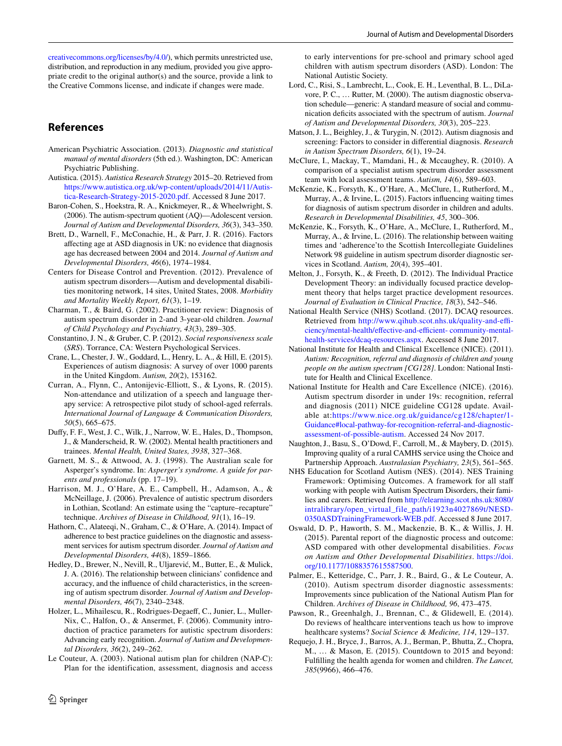creativecommons.org/licenses/by/4.0/), which permits unrestricted use, distribution, and reproduction in any medium, provided you give appropriate credit to the original author(s) and the source, provide a link to the Creative Commons license, and indicate if changes were made.

## References

American Psychiatric Association. (2013). *Diagnostic and statistical manual of mental disorders* (5th ed.). Washington, DC: American Psychiatric Publishing.

Autistica. (2015). *Autistica Research Strategy* 2015–20. Retrieved from https://www.autistica.org.uk/wp-content/uploads/2014/11/Autistica-Research-Strategy-2015-2020.pdf. Accessed 8 June 2017.

Baron-Cohen, S., Hoekstra, R. A., Knickmeyer, R., & Wheelwright, S. (2006). The autism-spectrum quotient (AQ)—Adolescent version. *Journal of Autism and Developmental Disorders, 36*(3), 343–350.

Brett, D., Warnell, F., McConachie, H., & Parr, J. R. (2016). Factors affecting age at ASD diagnosis in UK: no evidence that diagnosis age has decreased between 2004 and 2014. *Journal of Autism and Developmental Disorders, 46*(6), 1974–1984.

Centers for Disease Control and Prevention. (2012). Prevalence of autism spectrum disorders—Autism and developmental disabilities monitoring network, 14 sites, United States, 2008. *Morbidity and Mortality Weekly Report, 61*(3), 1–19.

Charman, T., & Baird, G. (2002). Practitioner review: Diagnosis of autism spectrum disorder in 2-and 3-year-old children. *Journal of Child Psychology and Psychiatry, 43*(3), 289–305.

Constantino, J. N., & Gruber, C. P. (2012). *Social responsiveness scale* (*SRS*). Torrance, CA: Western Psychological Services.

Crane, L., Chester, J. W., Goddard, L., Henry, L. A., & Hill, E. (2015). Experiences of autism diagnosis: A survey of over 1000 parents in the United Kingdom. *Autism, 20*(2), 153162.

Curran, A., Flynn, C., Antonijevic-Elliott, S., & Lyons, R. (2015). Non-attendance and utilization of a speech and language therapy service: A retrospective pilot study of school-aged referrals. *International Journal of Language & Communication Disorders, 50*(5), 665–675.

Duffy, F. F., West, J. C., Wilk, J., Narrow, W. E., Hales, D., Thompson, J., & Manderscheid, R. W. (2002). Mental health practitioners and trainees. *Mental Health, United States, 3938*, 327–368.

Garnett, M. S., & Attwood, A. J. (1998). The Australian scale for Asperger's syndrome. In: *Asperger's syndrome. A guide for parents and professionals* (pp. 17–19).

Harrison, M. J., O'Hare, A. E., Campbell, H., Adamson, A., & McNeillage, J. (2006). Prevalence of autistic spectrum disorders in Lothian, Scotland: An estimate using the "capture–recapture" technique. *Archives of Disease in Childhood, 91*(1), 16–19.

Hathorn, C., Alateeqi, N., Graham, C., & O'Hare, A. (2014). Impact of adherence to best practice guidelines on the diagnostic and assessment services for autism spectrum disorder. *Journal of Autism and Developmental Disorders, 44*(8), 1859–1866.

Hedley, D., Brewer, N., Nevill, R., Uljarević, M., Butter, E., & Mulick, J. A. (2016). The relationship between clinicians' confidence and accuracy, and the influence of child characteristics, in the screening of autism spectrum disorder. *Journal of Autism and Developmental Disorders, 46*(7), 2340–2348.

Holzer, L., Mihailescu, R., Rodrigues-Degaeff, C., Junier, L., Muller-Nix, C., Halfon, O., & Ansermet, F. (2006). Community introduction of practice parameters for autistic spectrum disorders: Advancing early recognition. *Journal of Autism and Developmental Disorders, 36*(2), 249–262.

Le Couteur, A. (2003). National autism plan for children (NAP-C): Plan for the identification, assessment, diagnosis and access to early interventions for pre-school and primary school aged children with autism spectrum disorders (ASD). London: The National Autistic Society.

Lord, C., Risi, S., Lambrecht, L., Cook, E. H., Leventhal, B. L., DiLavore, P. C., … Rutter, M. (2000). The autism diagnostic observation schedule—generic: A standard measure of social and communication deficits associated with the spectrum of autism. *Journal of Autism and Developmental Disorders, 30*(3), 205–223.

Matson, J. L., Beighley, J., & Turygin, N. (2012). Autism diagnosis and screening: Factors to consider in differential diagnosis. *Research in Autism Spectrum Disorders, 6*(1), 19–24.

McClure, I., Mackay, T., Mamdani, H., & Mccaughey, R. (2010). A comparison of a specialist autism spectrum disorder assessment team with local assessment teams. *Autism, 14*(6), 589–603.

McKenzie, K., Forsyth, K., O'Hare, A., McClure, I., Rutherford, M., Murray, A., & Irvine, L. (2015). Factors influencing waiting times for diagnosis of autism spectrum disorder in children and adults. *Research in Developmental Disabilities, 45*, 300–306.

McKenzie, K., Forsyth, K., O'Hare, A., McClure, I., Rutherford, M., Murray, A., & Irvine, L. (2016). The relationship between waiting times and 'adherence'to the Scottish Intercollegiate Guidelines Network 98 guideline in autism spectrum disorder diagnostic services in Scotland. *Autism, 20*(4), 395–401.

Melton, J., Forsyth, K., & Freeth, D. (2012). The Individual Practice Development Theory: an individually focused practice development theory that helps target practice development resources. *Journal of Evaluation in Clinical Practice, 18*(3), 542–546.

National Health Service (NHS) Scotland. (2017). DCAQ resources. Retrieved from http://www.qihub.scot.nhs.uk/quality-and-efficiency/mental-health/effective-and-efficient- community-mental-health-services/dcaq-resources.aspx. Accessed 8 June 2017.

National Institute for Health and Clinical Excellence (NICE). (2011). *Autism: Recognition, referral and diagnosis of children and young people on the autism spectrum [CG128]*. London: National Institute for Health and Clinical Excellence.

National Institute for Health and Care Excellence (NICE). (2016). Autism spectrum disorder in under 19s: recognition, referral and diagnosis (2011) NICE guideline CG128 update. Available at:https://www.nice.org.uk/guidance/cg128/chapter/1-Guidance#local-pathway-for-recognition-referral-and-diagnostic-assessment-of-possible-autism. Accessed 24 Nov 2017.

Naughton, J., Basu, S., O'Dowd, F., Carroll, M., & Maybery, D. (2015). Improving quality of a rural CAMHS service using the Choice and Partnership Approach. *Australasian Psychiatry, 23*(5), 561–565.

NHS Education for Scotland Autism (NES). (2014). NES Training Framework: Optimising Outcomes. A framework for all staff working with people with Autism Spectrum Disorders, their families and carers. Retrieved from http://elearning.scot.nhs.uk:8080/intralibrary/open_virtual_file_path/i1923n4027869t/NESD-0350ASDTrainingFramework-WEB.pdf. Accessed 8 June 2017.

Oswald, D. P., Haworth, S. M., Mackenzie, B. K., & Willis, J. H. (2015). Parental report of the diagnostic process and outcome: ASD compared with other developmental disabilities. *Focus on Autism and Other Developmental Disabilities*. https://doi.org/10.1177/1088357615587500.

Palmer, E., Ketteridge, C., Parr, J. R., Baird, G., & Le Couteur, A. (2010). Autism spectrum disorder diagnostic assessments: Improvements since publication of the National Autism Plan for Children. *Archives of Disease in Childhood, 96*, 473–475.

Pawson, R., Greenhalgh, J., Brennan, C., & Glidewell, E. (2014). Do reviews of healthcare interventions teach us how to improve healthcare systems? *Social Science & Medicine, 114*, 129–137.

Requejo, J. H., Bryce, J., Barros, A. J., Berman, P., Bhutta, Z., Chopra, M., … & Mason, E. (2015). Countdown to 2015 and beyond: Fulfilling the health agenda for women and children. *The Lancet, 385*(9966), 466–476.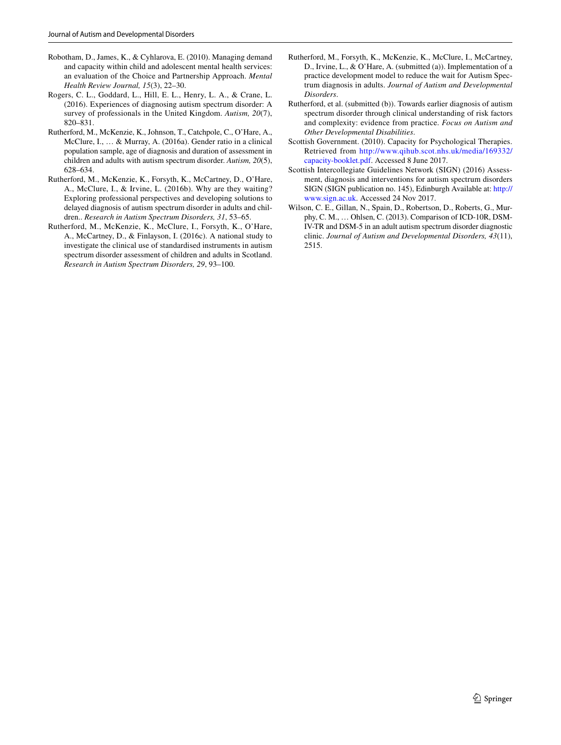Robotham, D., James, K., & Cyhlarova, E. (2010). Managing demand and capacity within child and adolescent mental health services: an evaluation of the Choice and Partnership Approach. *Mental Health Review Journal, 15*(3), 22–30.

Rogers, C. L., Goddard, L., Hill, E. L., Henry, L. A., & Crane, L. (2016). Experiences of diagnosing autism spectrum disorder: A survey of professionals in the United Kingdom. *Autism, 20*(7), 820–831.

Rutherford, M., McKenzie, K., Johnson, T., Catchpole, C., O'Hare, A., McClure, I., … & Murray, A. (2016a). Gender ratio in a clinical population sample, age of diagnosis and duration of assessment in children and adults with autism spectrum disorder. *Autism, 20*(5), 628–634.

Rutherford, M., McKenzie, K., Forsyth, K., McCartney, D., O'Hare, A., McClure, I., & Irvine, L. (2016b). Why are they waiting? Exploring professional perspectives and developing solutions to delayed diagnosis of autism spectrum disorder in adults and children.. *Research in Autism Spectrum Disorders, 31*, 53–65.

Rutherford, M., McKenzie, K., McClure, I., Forsyth, K., O'Hare, A., McCartney, D., & Finlayson, I. (2016c). A national study to investigate the clinical use of standardised instruments in autism spectrum disorder assessment of children and adults in Scotland. *Research in Autism Spectrum Disorders, 29*, 93–100.

Rutherford, M., Forsyth, K., McKenzie, K., McClure, I., McCartney, D., Irvine, L., & O'Hare, A. (submitted (a)). Implementation of a practice development model to reduce the wait for Autism Spectrum diagnosis in adults. *Journal of Autism and Developmental Disorders*.

Rutherford, et al. (submitted (b)). Towards earlier diagnosis of autism spectrum disorder through clinical understanding of risk factors and complexity: evidence from practice. *Focus on Autism and Other Developmental Disabilities*.

Scottish Government. (2010). Capacity for Psychological Therapies. Retrieved from http://www.qihub.scot.nhs.uk/media/169332/capacity-booklet.pdf. Accessed 8 June 2017.

Scottish Intercollegiate Guidelines Network (SIGN) (2016) Assessment, diagnosis and interventions for autism spectrum disorders SIGN (SIGN publication no. 145), Edinburgh Available at: http://www.sign.ac.uk. Accessed 24 Nov 2017.

Wilson, C. E., Gillan, N., Spain, D., Robertson, D., Roberts, G., Murphy, C. M., … Ohlsen, C. (2013). Comparison of ICD-10R, DSM-IV-TR and DSM-5 in an adult autism spectrum disorder diagnostic clinic. *Journal of Autism and Developmental Disorders, 43*(11), 2515.